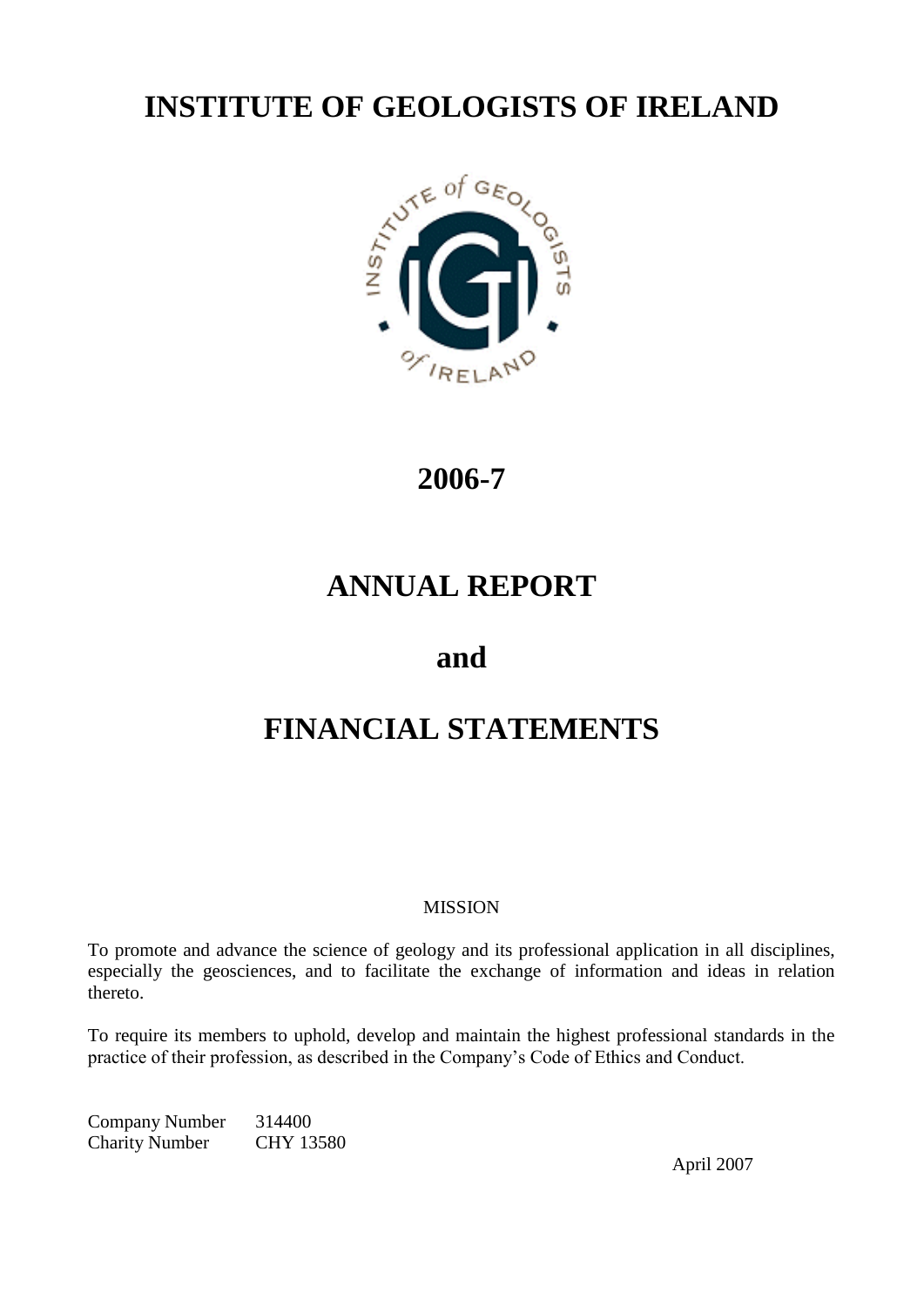# INSTITUTE OF GEOLOGISTS OF IRELAND

## 2006-7

# ANNUAL REPORT

# and

# FINANCIAL STATEMENTS

MISSION

To promote and advance the science of geology and its professional application in all disciplines, especially the geosciences, and to facilitate the exchange of information and ideas in relation thereto.

To require its members to uphold, develop and maintain the highest professional standards in the practice of their profession, as described in the Company's Code of Ethics and Conduct.

Company Number 314400
Charity Number CHY 13580

April 2007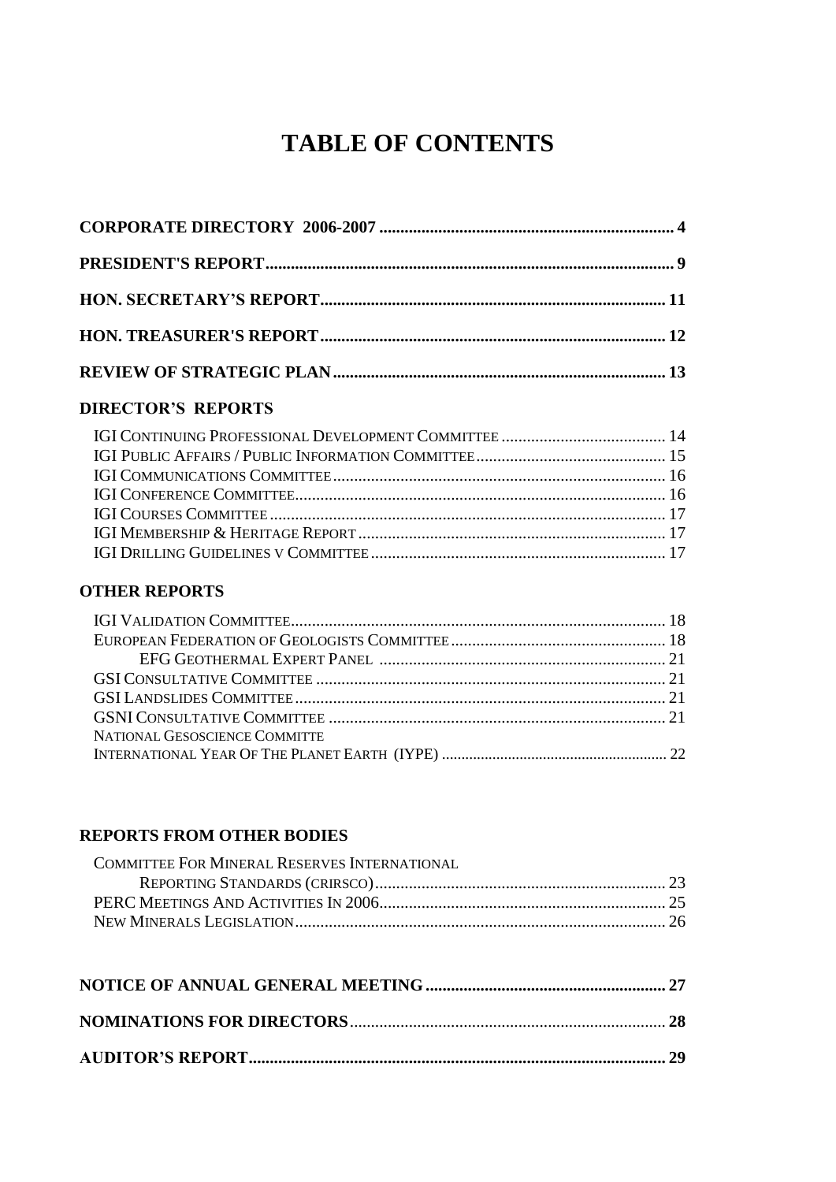# TABLE OF CONTENTS

**CORPORATE DIRECTORY 2006-2007 ...... 4**

**PRESIDENT'S REPORT ...... 9**

**HON. SECRETARY'S REPORT ...... 11**

**HON. TREASURER'S REPORT ...... 12**

**REVIEW OF STRATEGIC PLAN ...... 13**

## DIRECTOR'S REPORTS

- IGI CONTINUING PROFESSIONAL DEVELOPMENT COMMITTEE ...... 14
- IGI PUBLIC AFFAIRS / PUBLIC INFORMATION COMMITTEE ...... 15
- IGI COMMUNICATIONS COMMITTEE ...... 16
- IGI CONFERENCE COMMITTEE ...... 16
- IGI COURSES COMMITTEE ...... 17
- IGI MEMBERSHIP & HERITAGE REPORT ...... 17
- IGI DRILLING GUIDELINES V COMMITTEE ...... 17

## OTHER REPORTS

- IGI VALIDATION COMMITTEE ...... 18
- EUROPEAN FEDERATION OF GEOLOGISTS COMMITTEE ...... 18
  - EFG GEOTHERMAL EXPERT PANEL ...... 21
- GSI CONSULTATIVE COMMITTEE ...... 21
- GSI LANDSLIDES COMMITTEE ...... 21
- GSNI CONSULTATIVE COMMITTEE ...... 21
- NATIONAL GESOSCIENCE COMMITTE
- INTERNATIONAL YEAR OF THE PLANET EARTH (IYPE) ...... 22

## REPORTS FROM OTHER BODIES

- COMMITTEE FOR MINERAL RESERVES INTERNATIONAL REPORTING STANDARDS (CRIRSCO) ...... 23
- PERC MEETINGS AND ACTIVITIES IN 2006 ...... 25
- NEW MINERALS LEGISLATION ...... 26

**NOTICE OF ANNUAL GENERAL MEETING ...... 27**

**NOMINATIONS FOR DIRECTORS ...... 28**

**AUDITOR'S REPORT ...... 29**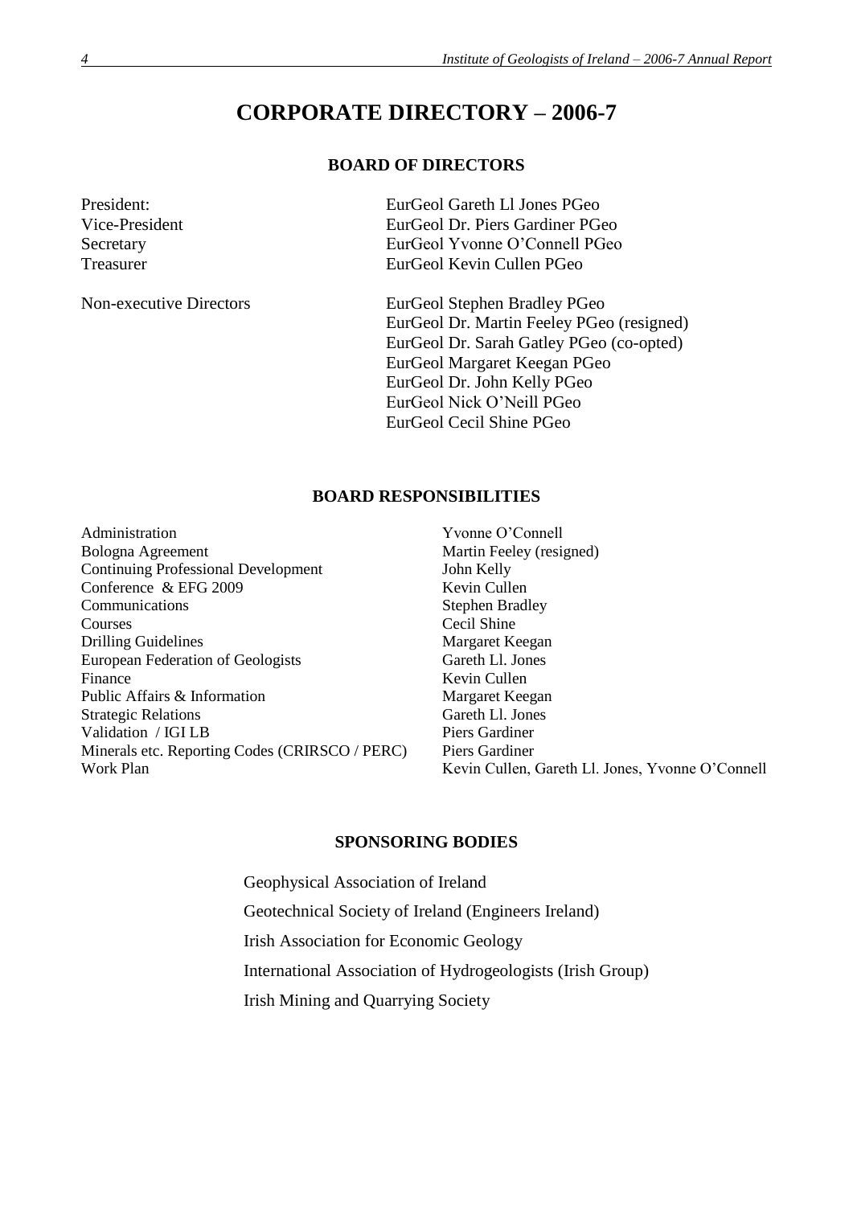# CORPORATE DIRECTORY – 2006-7

## BOARD OF DIRECTORS

| | |
|---|---|
| President: | EurGeol Gareth Ll Jones PGeo |
| Vice-President | EurGeol Dr. Piers Gardiner PGeo |
| Secretary | EurGeol Yvonne O'Connell PGeo |
| Treasurer | EurGeol Kevin Cullen PGeo |
| Non-executive Directors | EurGeol Stephen Bradley PGeo |
| | EurGeol Dr. Martin Feeley PGeo (resigned) |
| | EurGeol Dr. Sarah Gatley PGeo (co-opted) |
| | EurGeol Margaret Keegan PGeo |
| | EurGeol Dr. John Kelly PGeo |
| | EurGeol Nick O'Neill PGeo |
| | EurGeol Cecil Shine PGeo |

## BOARD RESPONSIBILITIES

| | |
|---|---|
| Administration | Yvonne O'Connell |
| Bologna Agreement | Martin Feeley (resigned) |
| Continuing Professional Development | John Kelly |
| Conference & EFG 2009 | Kevin Cullen |
| Communications | Stephen Bradley |
| Courses | Cecil Shine |
| Drilling Guidelines | Margaret Keegan |
| European Federation of Geologists | Gareth Ll. Jones |
| Finance | Kevin Cullen |
| Public Affairs & Information | Margaret Keegan |
| Strategic Relations | Gareth Ll. Jones |
| Validation / IGI LB | Piers Gardiner |
| Minerals etc. Reporting Codes (CRIRSCO / PERC) | Piers Gardiner |
| Work Plan | Kevin Cullen, Gareth Ll. Jones, Yvonne O'Connell |

## SPONSORING BODIES

Geophysical Association of Ireland

Geotechnical Society of Ireland (Engineers Ireland)

Irish Association for Economic Geology

International Association of Hydrogeologists (Irish Group)

Irish Mining and Quarrying Society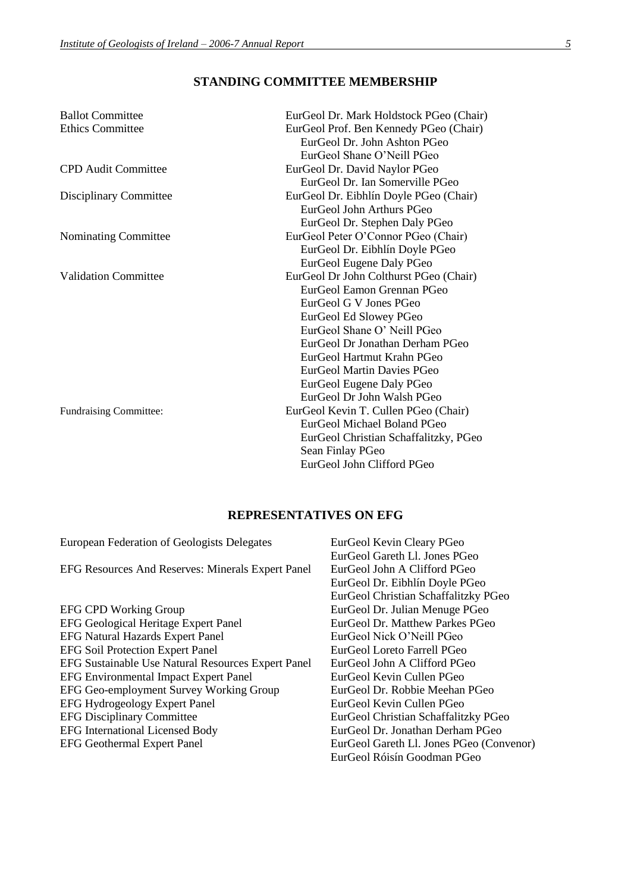## STANDING COMMITTEE MEMBERSHIP

| | |
|---|---|
| Ballot Committee | EurGeol Dr. Mark Holdstock PGeo (Chair) |
| Ethics Committee | EurGeol Prof. Ben Kennedy PGeo (Chair) |
| | EurGeol Dr. John Ashton PGeo |
| | EurGeol Shane O'Neill PGeo |
| CPD Audit Committee | EurGeol Dr. David Naylor PGeo |
| | EurGeol Dr. Ian Somerville PGeo |
| Disciplinary Committee | EurGeol Dr. Eibhlín Doyle PGeo (Chair) |
| | EurGeol John Arthurs PGeo |
| | EurGeol Dr. Stephen Daly PGeo |
| Nominating Committee | EurGeol Peter O'Connor PGeo (Chair) |
| | EurGeol Dr. Eibhlín Doyle PGeo |
| | EurGeol Eugene Daly PGeo |
| Validation Committee | EurGeol Dr John Colthurst PGeo (Chair) |
| | EurGeol Eamon Grennan PGeo |
| | EurGeol G V Jones PGeo |
| | EurGeol Ed Slowey PGeo |
| | EurGeol Shane O' Neill PGeo |
| | EurGeol Dr Jonathan Derham PGeo |
| | EurGeol Hartmut Krahn PGeo |
| | EurGeol Martin Davies PGeo |
| | EurGeol Eugene Daly PGeo |
| | EurGeol Dr John Walsh PGeo |
| Fundraising Committee: | EurGeol Kevin T. Cullen PGeo (Chair) |
| | EurGeol Michael Boland PGeo |
| | EurGeol Christian Schaffalitzky, PGeo |
| | Sean Finlay PGeo |
| | EurGeol John Clifford PGeo |

## REPRESENTATIVES ON EFG

| | |
|---|---|
| European Federation of Geologists Delegates | EurGeol Kevin Cleary PGeo |
| | EurGeol Gareth Ll. Jones PGeo |
| EFG Resources And Reserves: Minerals Expert Panel | EurGeol John A Clifford PGeo |
| | EurGeol Dr. Eibhlín Doyle PGeo |
| | EurGeol Christian Schaffalitzky PGeo |
| EFG CPD Working Group | EurGeol Dr. Julian Menuge PGeo |
| EFG Geological Heritage Expert Panel | EurGeol Dr. Matthew Parkes PGeo |
| EFG Natural Hazards Expert Panel | EurGeol Nick O'Neill PGeo |
| EFG Soil Protection Expert Panel | EurGeol Loreto Farrell PGeo |
| EFG Sustainable Use Natural Resources Expert Panel | EurGeol John A Clifford PGeo |
| EFG Environmental Impact Expert Panel | EurGeol Kevin Cullen PGeo |
| EFG Geo-employment Survey Working Group | EurGeol Dr. Robbie Meehan PGeo |
| EFG Hydrogeology Expert Panel | EurGeol Kevin Cullen PGeo |
| EFG Disciplinary Committee | EurGeol Christian Schaffalitzky PGeo |
| EFG International Licensed Body | EurGeol Dr. Jonathan Derham PGeo |
| EFG Geothermal Expert Panel | EurGeol Gareth Ll. Jones PGeo (Convenor) |
| | EurGeol Róisín Goodman PGeo |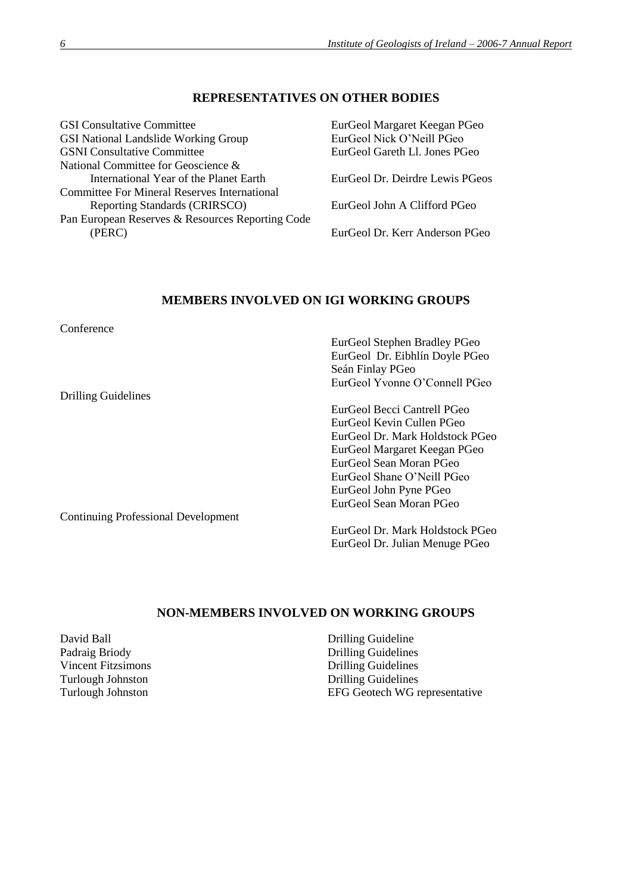## REPRESENTATIVES ON OTHER BODIES

| | |
|---|---|
| GSI Consultative Committee | EurGeol Margaret Keegan PGeo |
| GSI National Landslide Working Group | EurGeol Nick O'Neill PGeo |
| GSNI Consultative Committee | EurGeol Gareth Ll. Jones PGeo |
| National Committee for Geoscience & International Year of the Planet Earth | EurGeol Dr. Deirdre Lewis PGeos |
| Committee For Mineral Reserves International Reporting Standards (CRIRSCO) | EurGeol John A Clifford PGeo |
| Pan European Reserves & Resources Reporting Code (PERC) | EurGeol Dr. Kerr Anderson PGeo |

## MEMBERS INVOLVED ON IGI WORKING GROUPS

Conference

- EurGeol Stephen Bradley PGeo
- EurGeol Dr. Eibhlín Doyle PGeo
- Seán Finlay PGeo
- EurGeol Yvonne O'Connell PGeo

Drilling Guidelines

- EurGeol Becci Cantrell PGeo
- EurGeol Kevin Cullen PGeo
- EurGeol Dr. Mark Holdstock PGeo
- EurGeol Margaret Keegan PGeo
- EurGeol Sean Moran PGeo
- EurGeol Shane O'Neill PGeo
- EurGeol John Pyne PGeo
- EurGeol Sean Moran PGeo

Continuing Professional Development

- EurGeol Dr. Mark Holdstock PGeo
- EurGeol Dr. Julian Menuge PGeo

## NON-MEMBERS INVOLVED ON WORKING GROUPS

| | |
|---|---|
| David Ball | Drilling Guideline |
| Padraig Briody | Drilling Guidelines |
| Vincent Fitzsimons | Drilling Guidelines |
| Turlough Johnston | Drilling Guidelines |
| Turlough Johnston | EFG Geotech WG representative |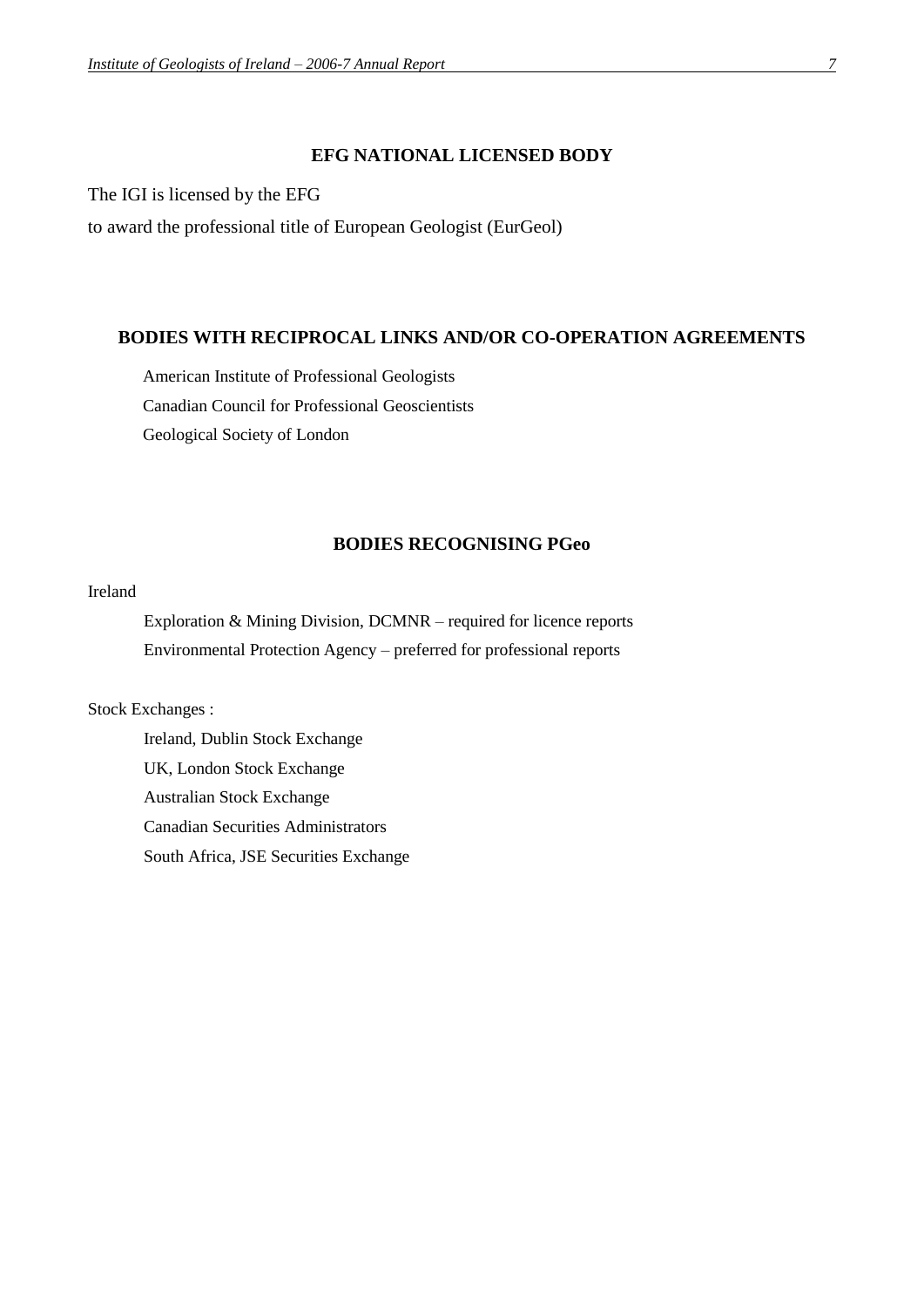## EFG NATIONAL LICENSED BODY

The IGI is licensed by the EFG

to award the professional title of European Geologist (EurGeol)

## BODIES WITH RECIPROCAL LINKS AND/OR CO-OPERATION AGREEMENTS

American Institute of Professional Geologists

Canadian Council for Professional Geoscientists

Geological Society of London

## BODIES RECOGNISING PGeo

Ireland

- Exploration & Mining Division, DCMNR – required for licence reports
- Environmental Protection Agency – preferred for professional reports

Stock Exchanges :

- Ireland, Dublin Stock Exchange
- UK, London Stock Exchange
- Australian Stock Exchange
- Canadian Securities Administrators
- South Africa, JSE Securities Exchange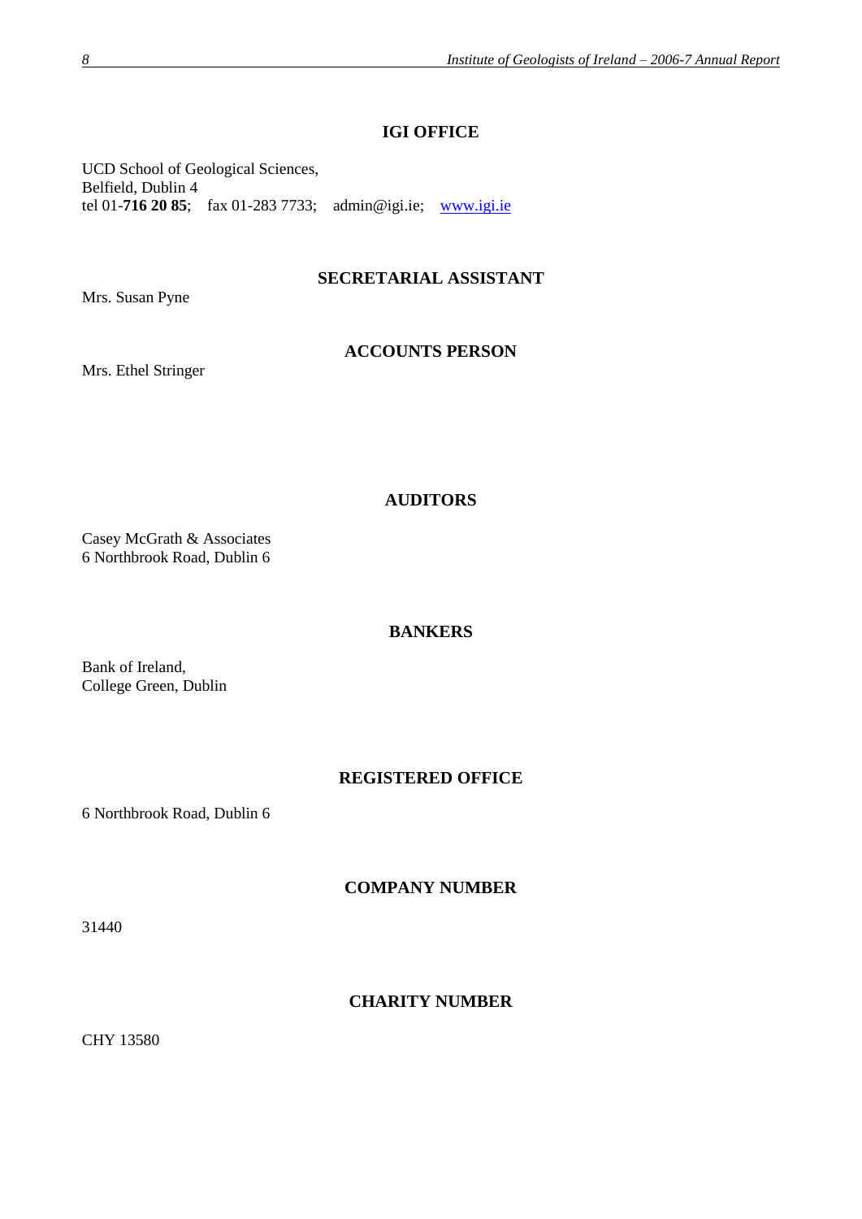## IGI OFFICE

UCD School of Geological Sciences,
Belfield, Dublin 4
tel 01-**716 20 85**; fax 01-283 7733; admin@igi.ie; www.igi.ie

## SECRETARIAL ASSISTANT

Mrs. Susan Pyne

## ACCOUNTS PERSON

Mrs. Ethel Stringer

## AUDITORS

Casey McGrath & Associates
6 Northbrook Road, Dublin 6

## BANKERS

Bank of Ireland,
College Green, Dublin

## REGISTERED OFFICE

6 Northbrook Road, Dublin 6

## COMPANY NUMBER

31440

## CHARITY NUMBER

CHY 13580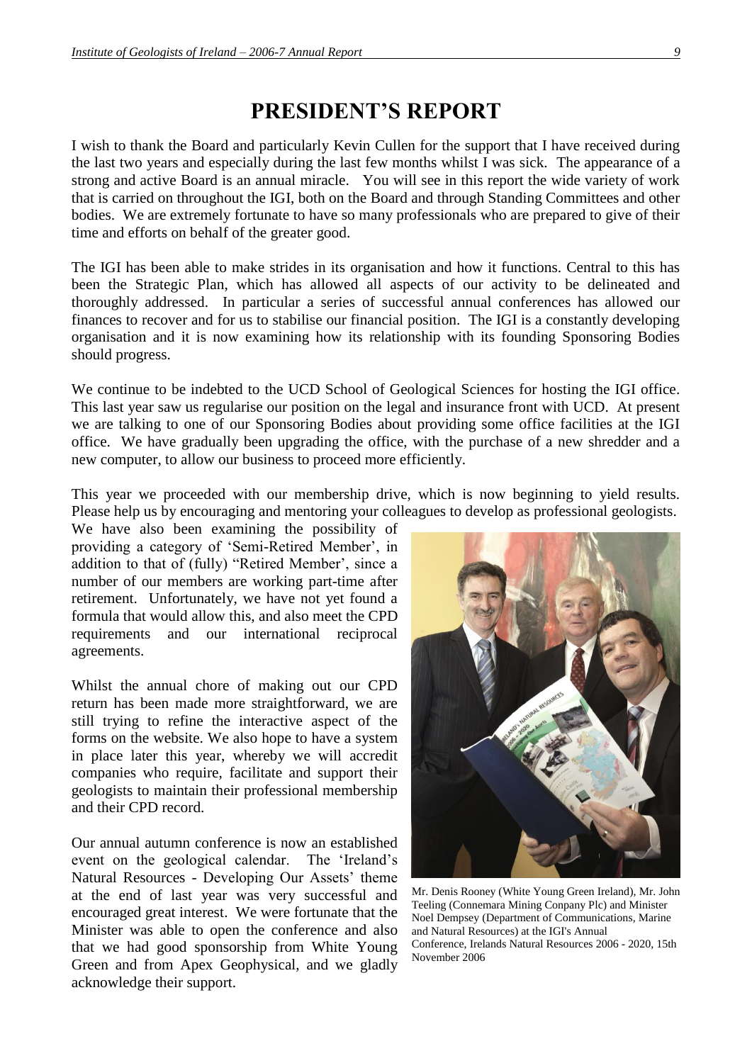# PRESIDENT'S REPORT

I wish to thank the Board and particularly Kevin Cullen for the support that I have received during the last two years and especially during the last few months whilst I was sick. The appearance of a strong and active Board is an annual miracle. You will see in this report the wide variety of work that is carried on throughout the IGI, both on the Board and through Standing Committees and other bodies. We are extremely fortunate to have so many professionals who are prepared to give of their time and efforts on behalf of the greater good.

The IGI has been able to make strides in its organisation and how it functions. Central to this has been the Strategic Plan, which has allowed all aspects of our activity to be delineated and thoroughly addressed. In particular a series of successful annual conferences has allowed our finances to recover and for us to stabilise our financial position. The IGI is a constantly developing organisation and it is now examining how its relationship with its founding Sponsoring Bodies should progress.

We continue to be indebted to the UCD School of Geological Sciences for hosting the IGI office. This last year saw us regularise our position on the legal and insurance front with UCD. At present we are talking to one of our Sponsoring Bodies about providing some office facilities at the IGI office. We have gradually been upgrading the office, with the purchase of a new shredder and a new computer, to allow our business to proceed more efficiently.

This year we proceeded with our membership drive, which is now beginning to yield results. Please help us by encouraging and mentoring your colleagues to develop as professional geologists. We have also been examining the possibility of providing a category of 'Semi-Retired Member', in addition to that of (fully) "Retired Member', since a number of our members are working part-time after retirement. Unfortunately, we have not yet found a formula that would allow this, and also meet the CPD requirements and our international reciprocal agreements.

Whilst the annual chore of making out our CPD return has been made more straightforward, we are still trying to refine the interactive aspect of the forms on the website. We also hope to have a system in place later this year, whereby we will accredit companies who require, facilitate and support their geologists to maintain their professional membership and their CPD record.

Our annual autumn conference is now an established event on the geological calendar. The 'Ireland's Natural Resources - Developing Our Assets' theme at the end of last year was very successful and encouraged great interest. We were fortunate that the Minister was able to open the conference and also that we had good sponsorship from White Young Green and from Apex Geophysical, and we gladly acknowledge their support.

Mr. Denis Rooney (White Young Green Ireland), Mr. John Teeling (Connemara Mining Conpany Plc) and Minister Noel Dempsey (Department of Communications, Marine and Natural Resources) at the IGI's Annual Conference, Irelands Natural Resources 2006 - 2020, 15th November 2006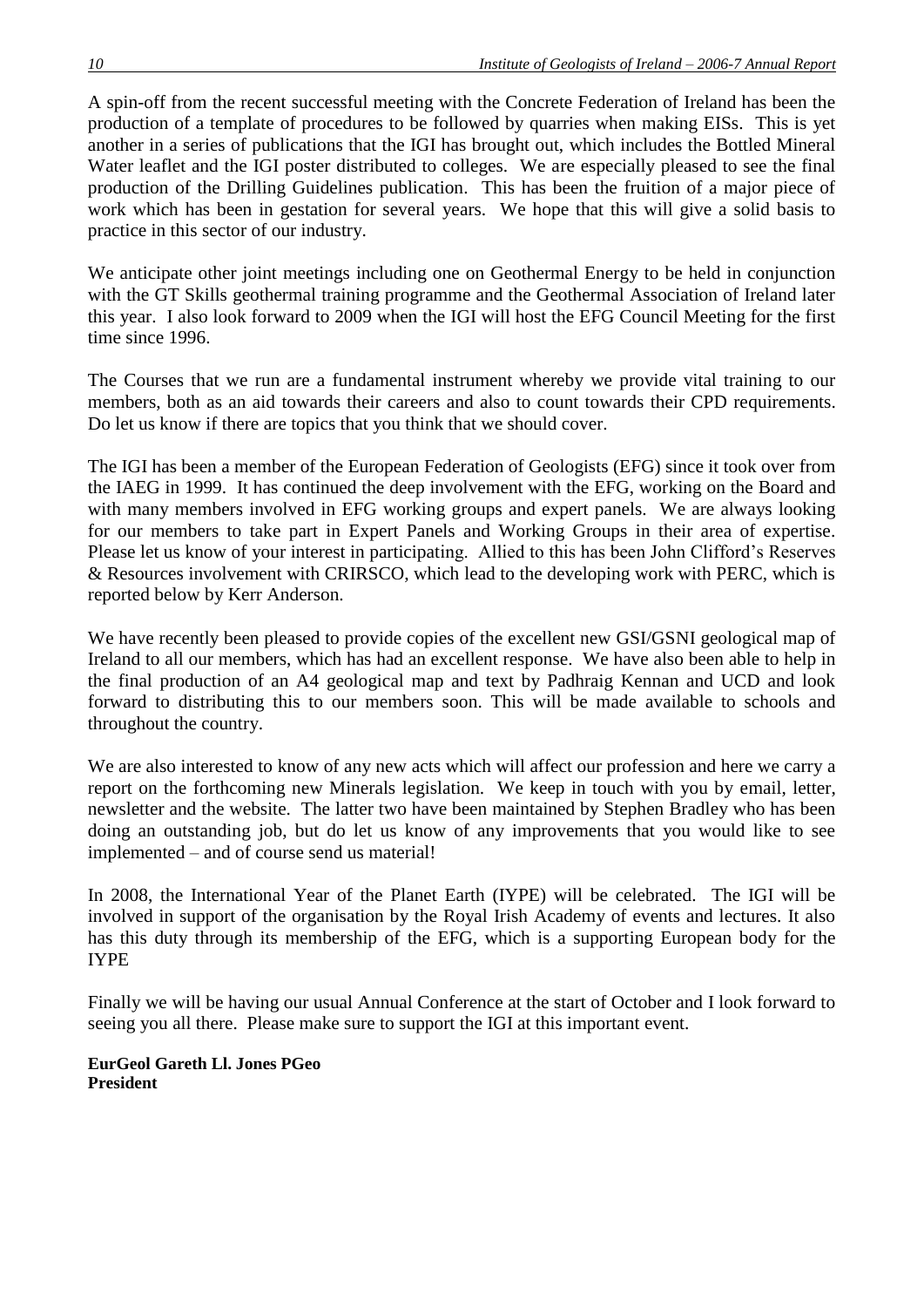A spin-off from the recent successful meeting with the Concrete Federation of Ireland has been the production of a template of procedures to be followed by quarries when making EISs. This is yet another in a series of publications that the IGI has brought out, which includes the Bottled Mineral Water leaflet and the IGI poster distributed to colleges. We are especially pleased to see the final production of the Drilling Guidelines publication. This has been the fruition of a major piece of work which has been in gestation for several years. We hope that this will give a solid basis to practice in this sector of our industry.

We anticipate other joint meetings including one on Geothermal Energy to be held in conjunction with the GT Skills geothermal training programme and the Geothermal Association of Ireland later this year. I also look forward to 2009 when the IGI will host the EFG Council Meeting for the first time since 1996.

The Courses that we run are a fundamental instrument whereby we provide vital training to our members, both as an aid towards their careers and also to count towards their CPD requirements. Do let us know if there are topics that you think that we should cover.

The IGI has been a member of the European Federation of Geologists (EFG) since it took over from the IAEG in 1999. It has continued the deep involvement with the EFG, working on the Board and with many members involved in EFG working groups and expert panels. We are always looking for our members to take part in Expert Panels and Working Groups in their area of expertise. Please let us know of your interest in participating. Allied to this has been John Clifford's Reserves & Resources involvement with CRIRSCO, which lead to the developing work with PERC, which is reported below by Kerr Anderson.

We have recently been pleased to provide copies of the excellent new GSI/GSNI geological map of Ireland to all our members, which has had an excellent response. We have also been able to help in the final production of an A4 geological map and text by Padhraig Kennan and UCD and look forward to distributing this to our members soon. This will be made available to schools and throughout the country.

We are also interested to know of any new acts which will affect our profession and here we carry a report on the forthcoming new Minerals legislation. We keep in touch with you by email, letter, newsletter and the website. The latter two have been maintained by Stephen Bradley who has been doing an outstanding job, but do let us know of any improvements that you would like to see implemented – and of course send us material!

In 2008, the International Year of the Planet Earth (IYPE) will be celebrated. The IGI will be involved in support of the organisation by the Royal Irish Academy of events and lectures. It also has this duty through its membership of the EFG, which is a supporting European body for the IYPE

Finally we will be having our usual Annual Conference at the start of October and I look forward to seeing you all there. Please make sure to support the IGI at this important event.

**EurGeol Gareth Ll. Jones PGeo**
**President**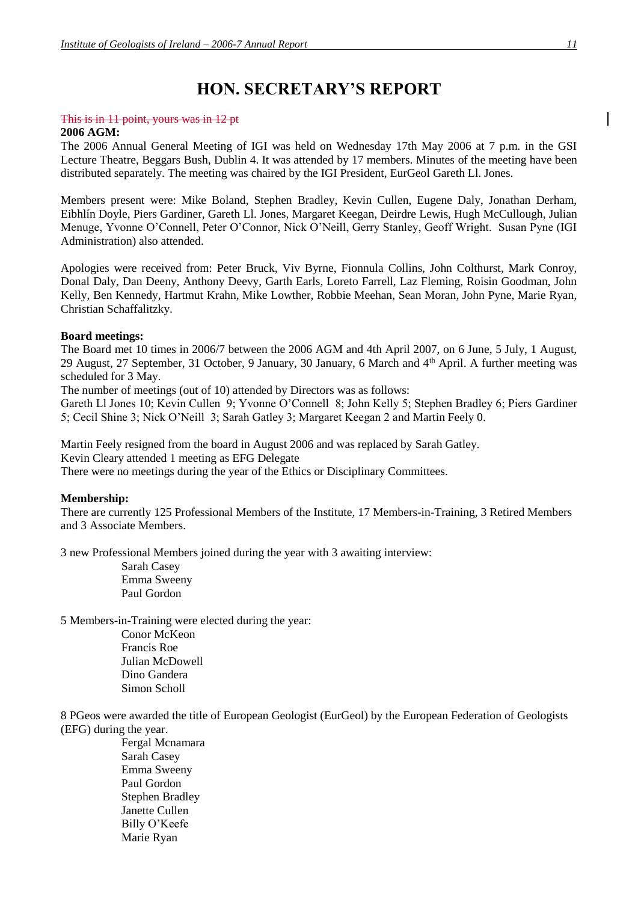# HON. SECRETARY'S REPORT

~~This is in 11 point, yours was in 12 pt~~

**2006 AGM:**

The 2006 Annual General Meeting of IGI was held on Wednesday 17th May 2006 at 7 p.m. in the GSI Lecture Theatre, Beggars Bush, Dublin 4. It was attended by 17 members. Minutes of the meeting have been distributed separately. The meeting was chaired by the IGI President, EurGeol Gareth Ll. Jones.

Members present were: Mike Boland, Stephen Bradley, Kevin Cullen, Eugene Daly, Jonathan Derham, Eibhlín Doyle, Piers Gardiner, Gareth Ll. Jones, Margaret Keegan, Deirdre Lewis, Hugh McCullough, Julian Menuge, Yvonne O'Connell, Peter O'Connor, Nick O'Neill, Gerry Stanley, Geoff Wright. Susan Pyne (IGI Administration) also attended.

Apologies were received from: Peter Bruck, Viv Byrne, Fionnula Collins, John Colthurst, Mark Conroy, Donal Daly, Dan Deeny, Anthony Deevy, Garth Earls, Loreto Farrell, Laz Fleming, Roisin Goodman, John Kelly, Ben Kennedy, Hartmut Krahn, Mike Lowther, Robbie Meehan, Sean Moran, John Pyne, Marie Ryan, Christian Schaffalitzky.

**Board meetings:**

The Board met 10 times in 2006/7 between the 2006 AGM and 4th April 2007, on 6 June, 5 July, 1 August, 29 August, 27 September, 31 October, 9 January, 30 January, 6 March and 4th April. A further meeting was scheduled for 3 May.

The number of meetings (out of 10) attended by Directors was as follows:

Gareth Ll Jones 10; Kevin Cullen 9; Yvonne O'Connell 8; John Kelly 5; Stephen Bradley 6; Piers Gardiner 5; Cecil Shine 3; Nick O'Neill 3; Sarah Gatley 3; Margaret Keegan 2 and Martin Feely 0.

Martin Feely resigned from the board in August 2006 and was replaced by Sarah Gatley.

Kevin Cleary attended 1 meeting as EFG Delegate

There were no meetings during the year of the Ethics or Disciplinary Committees.

**Membership:**

There are currently 125 Professional Members of the Institute, 17 Members-in-Training, 3 Retired Members and 3 Associate Members.

3 new Professional Members joined during the year with 3 awaiting interview:

- Sarah Casey
- Emma Sweeny
- Paul Gordon

5 Members-in-Training were elected during the year:

- Conor McKeon
- Francis Roe
- Julian McDowell
- Dino Gandera
- Simon Scholl

8 PGeos were awarded the title of European Geologist (EurGeol) by the European Federation of Geologists (EFG) during the year.

- Fergal Mcnamara
- Sarah Casey
- Emma Sweeny
- Paul Gordon
- Stephen Bradley
- Janette Cullen
- Billy O'Keefe
- Marie Ryan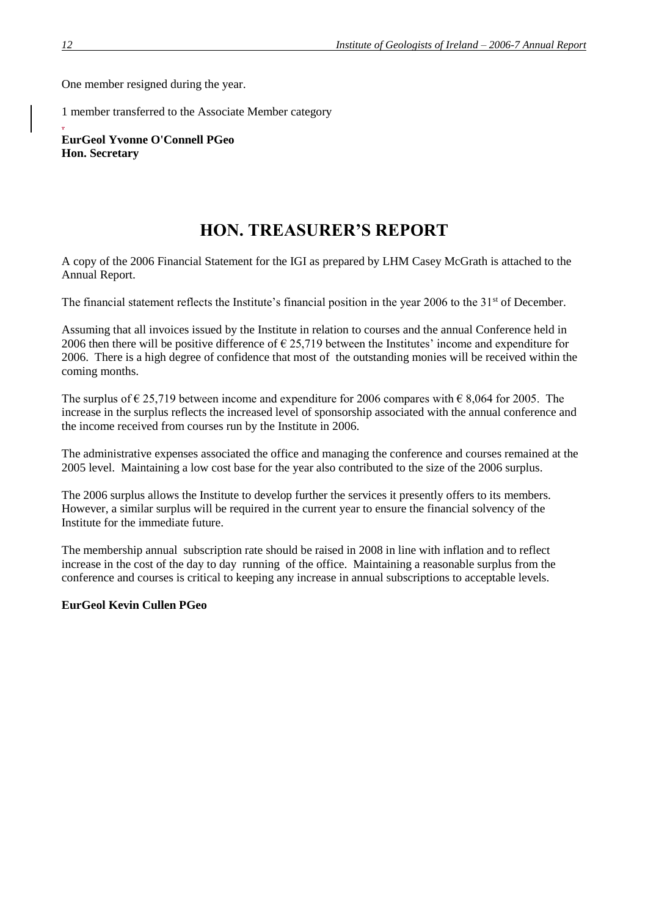One member resigned during the year.

1 member transferred to the Associate Member category

**EurGeol Yvonne O'Connell PGeo**
**Hon. Secretary**

# HON. TREASURER'S REPORT

A copy of the 2006 Financial Statement for the IGI as prepared by LHM Casey McGrath is attached to the Annual Report.

The financial statement reflects the Institute's financial position in the year 2006 to the 31st of December.

Assuming that all invoices issued by the Institute in relation to courses and the annual Conference held in 2006 then there will be positive difference of € 25,719 between the Institutes' income and expenditure for 2006. There is a high degree of confidence that most of the outstanding monies will be received within the coming months.

The surplus of € 25,719 between income and expenditure for 2006 compares with € 8,064 for 2005. The increase in the surplus reflects the increased level of sponsorship associated with the annual conference and the income received from courses run by the Institute in 2006.

The administrative expenses associated the office and managing the conference and courses remained at the 2005 level. Maintaining a low cost base for the year also contributed to the size of the 2006 surplus.

The 2006 surplus allows the Institute to develop further the services it presently offers to its members. However, a similar surplus will be required in the current year to ensure the financial solvency of the Institute for the immediate future.

The membership annual subscription rate should be raised in 2008 in line with inflation and to reflect increase in the cost of the day to day running of the office. Maintaining a reasonable surplus from the conference and courses is critical to keeping any increase in annual subscriptions to acceptable levels.

**EurGeol Kevin Cullen PGeo**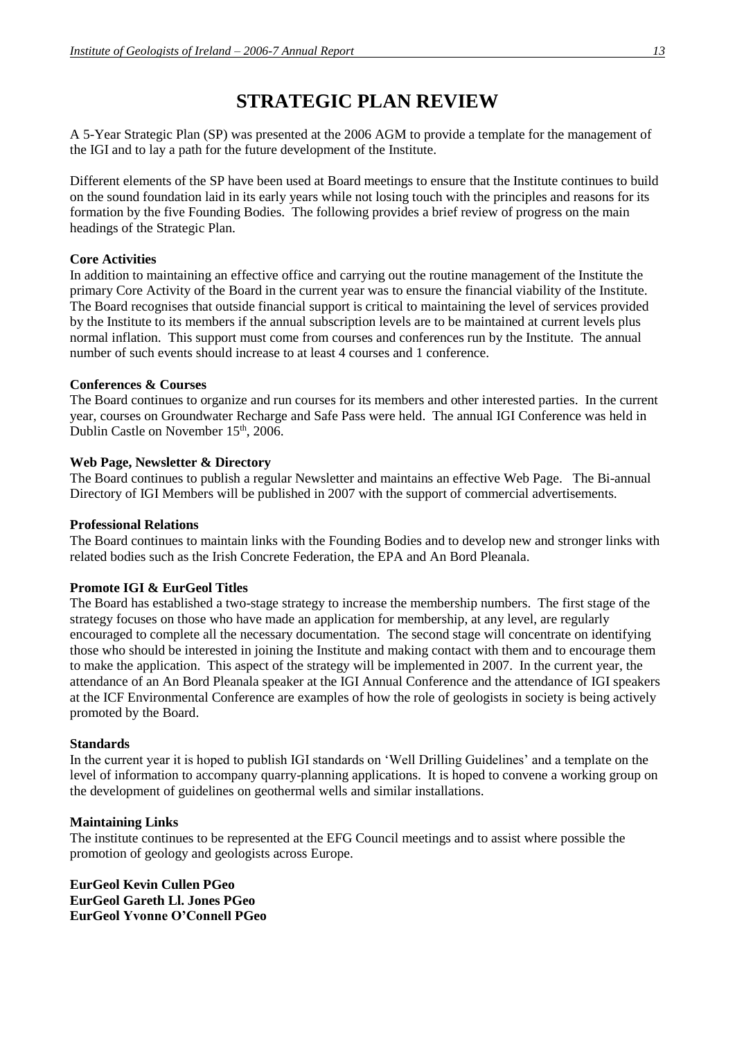# STRATEGIC PLAN REVIEW

A 5-Year Strategic Plan (SP) was presented at the 2006 AGM to provide a template for the management of the IGI and to lay a path for the future development of the Institute.

Different elements of the SP have been used at Board meetings to ensure that the Institute continues to build on the sound foundation laid in its early years while not losing touch with the principles and reasons for its formation by the five Founding Bodies. The following provides a brief review of progress on the main headings of the Strategic Plan.

**Core Activities**

In addition to maintaining an effective office and carrying out the routine management of the Institute the primary Core Activity of the Board in the current year was to ensure the financial viability of the Institute. The Board recognises that outside financial support is critical to maintaining the level of services provided by the Institute to its members if the annual subscription levels are to be maintained at current levels plus normal inflation. This support must come from courses and conferences run by the Institute. The annual number of such events should increase to at least 4 courses and 1 conference.

**Conferences & Courses**

The Board continues to organize and run courses for its members and other interested parties. In the current year, courses on Groundwater Recharge and Safe Pass were held. The annual IGI Conference was held in Dublin Castle on November 15th, 2006.

**Web Page, Newsletter & Directory**

The Board continues to publish a regular Newsletter and maintains an effective Web Page. The Bi-annual Directory of IGI Members will be published in 2007 with the support of commercial advertisements.

**Professional Relations**

The Board continues to maintain links with the Founding Bodies and to develop new and stronger links with related bodies such as the Irish Concrete Federation, the EPA and An Bord Pleanala.

**Promote IGI & EurGeol Titles**

The Board has established a two-stage strategy to increase the membership numbers. The first stage of the strategy focuses on those who have made an application for membership, at any level, are regularly encouraged to complete all the necessary documentation. The second stage will concentrate on identifying those who should be interested in joining the Institute and making contact with them and to encourage them to make the application. This aspect of the strategy will be implemented in 2007. In the current year, the attendance of an An Bord Pleanala speaker at the IGI Annual Conference and the attendance of IGI speakers at the ICF Environmental Conference are examples of how the role of geologists in society is being actively promoted by the Board.

**Standards**

In the current year it is hoped to publish IGI standards on 'Well Drilling Guidelines' and a template on the level of information to accompany quarry-planning applications. It is hoped to convene a working group on the development of guidelines on geothermal wells and similar installations.

**Maintaining Links**

The institute continues to be represented at the EFG Council meetings and to assist where possible the promotion of geology and geologists across Europe.

**EurGeol Kevin Cullen PGeo**
**EurGeol Gareth Ll. Jones PGeo**
**EurGeol Yvonne O'Connell PGeo**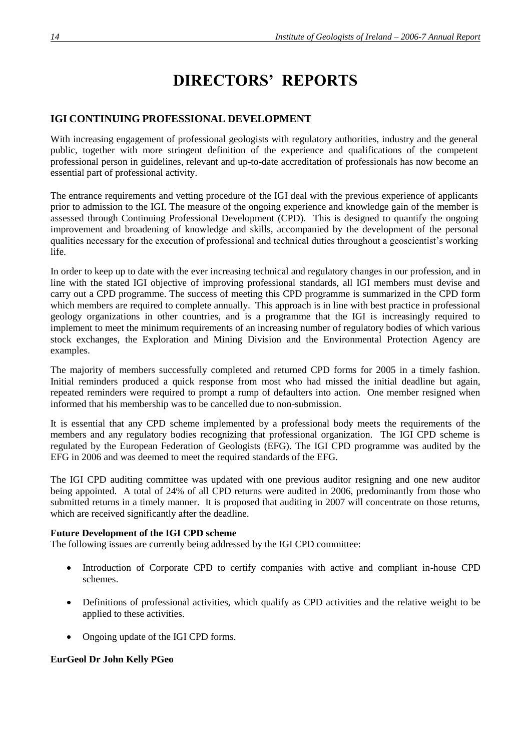# DIRECTORS' REPORTS

## IGI CONTINUING PROFESSIONAL DEVELOPMENT

With increasing engagement of professional geologists with regulatory authorities, industry and the general public, together with more stringent definition of the experience and qualifications of the competent professional person in guidelines, relevant and up-to-date accreditation of professionals has now become an essential part of professional activity.

The entrance requirements and vetting procedure of the IGI deal with the previous experience of applicants prior to admission to the IGI. The measure of the ongoing experience and knowledge gain of the member is assessed through Continuing Professional Development (CPD). This is designed to quantify the ongoing improvement and broadening of knowledge and skills, accompanied by the development of the personal qualities necessary for the execution of professional and technical duties throughout a geoscientist's working life.

In order to keep up to date with the ever increasing technical and regulatory changes in our profession, and in line with the stated IGI objective of improving professional standards, all IGI members must devise and carry out a CPD programme. The success of meeting this CPD programme is summarized in the CPD form which members are required to complete annually. This approach is in line with best practice in professional geology organizations in other countries, and is a programme that the IGI is increasingly required to implement to meet the minimum requirements of an increasing number of regulatory bodies of which various stock exchanges, the Exploration and Mining Division and the Environmental Protection Agency are examples.

The majority of members successfully completed and returned CPD forms for 2005 in a timely fashion. Initial reminders produced a quick response from most who had missed the initial deadline but again, repeated reminders were required to prompt a rump of defaulters into action. One member resigned when informed that his membership was to be cancelled due to non-submission.

It is essential that any CPD scheme implemented by a professional body meets the requirements of the members and any regulatory bodies recognizing that professional organization. The IGI CPD scheme is regulated by the European Federation of Geologists (EFG). The IGI CPD programme was audited by the EFG in 2006 and was deemed to meet the required standards of the EFG.

The IGI CPD auditing committee was updated with one previous auditor resigning and one new auditor being appointed. A total of 24% of all CPD returns were audited in 2006, predominantly from those who submitted returns in a timely manner. It is proposed that auditing in 2007 will concentrate on those returns, which are received significantly after the deadline.

**Future Development of the IGI CPD scheme**

The following issues are currently being addressed by the IGI CPD committee:

- Introduction of Corporate CPD to certify companies with active and compliant in-house CPD schemes.
- Definitions of professional activities, which qualify as CPD activities and the relative weight to be applied to these activities.
- Ongoing update of the IGI CPD forms.

**EurGeol Dr John Kelly PGeo**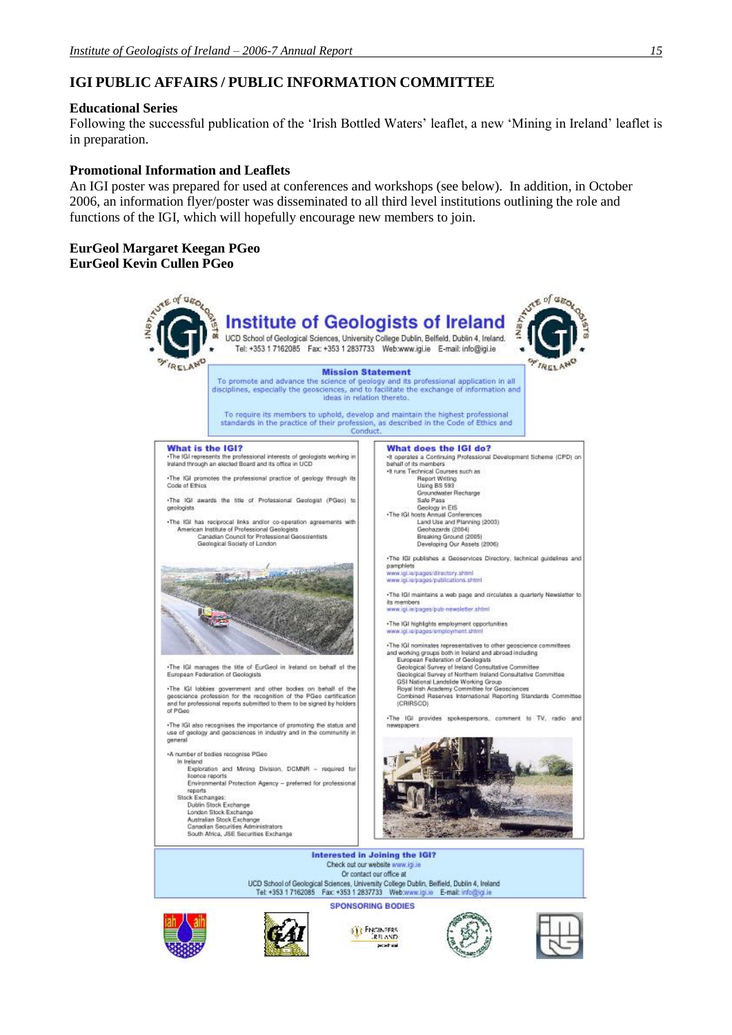## IGI PUBLIC AFFAIRS / PUBLIC INFORMATION COMMITTEE

**Educational Series**

Following the successful publication of the 'Irish Bottled Waters' leaflet, a new 'Mining in Ireland' leaflet is in preparation.

**Promotional Information and Leaflets**

An IGI poster was prepared for used at conferences and workshops (see below). In addition, in October 2006, an information flyer/poster was disseminated to all third level institutions outlining the role and functions of the IGI, which will hopefully encourage new members to join.

**EurGeol Margaret Keegan PGeo**
**EurGeol Kevin Cullen PGeo**

# Institute of Geologists of Ireland

UCD School of Geological Sciences, University College Dublin, Belfield, Dublin 4, Ireland.
Tel: +353 1 7162085 Fax: +353 1 2837733 Web:www.igi.ie E-mail: info@igi.ie

**Mission Statement**

To promote and advance the science of geology and its professional application in all disciplines, especially the geosciences, and to facilitate the exchange of information and ideas in relation thereto.

To require its members to uphold, develop and maintain the highest professional standards in the practice of their profession, as described in the Code of Ethics and Conduct.

**What is the IGI?**

- The IGI represents the professional interests of geologists working in Ireland through an elected Board and its office in UCD
- The IGI promotes the professional practice of geology through its Code of Ethics
- The IGI awards the title of Professional Geologist (PGeo) to geologists
- The IGI has reciprocal links and/or co-operation agreements with
  - American Institute of Professional Geologists
  - Canadian Council for Professional Geoscientists
  - Geological Society of London
- The IGI manages the title of EurGeol in Ireland on behalf of the European Federation of Geologists
- The IGI lobbies government and other bodies on behalf of the geoscience profession for the recognition of the PGeo certification and for professional reports submitted to them to be signed by holders of PGeo
- The IGI also recognises the importance of promoting the status and use of geology and geosciences in industry and in the community in general
- A number of bodies recognise PGeo
  - In Ireland
    - Exploration and Mining Division, DCMNR – required for licence reports
    - Environmental Protection Agency – preferred for professional reports
  - Stock Exchanges:
    - Dublin Stock Exchange
    - London Stock Exchange
    - Australian Stock Exchange
    - Canadian Securities Administrators
    - South Africa, JSE Securities Exchange

**What does the IGI do?**

- It operates a Continuing Professional Development Scheme (CPD) on behalf of its members
- It runs Technical Courses such as
  - Report Writing
  - Using BS 593
  - Groundwater Recharge
  - Safe Pass
  - Geology in EIS
- The IGI hosts Annual Conferences
  - Land Use and Planning (2003)
  - Geohazards (2004)
  - Breaking Ground (2005)
  - Developing Our Assets (2006)
- The IGI publishes a Geoservices Directory, technical guidelines and pamphlets
  www.igi.ie/pages/directory.shtml
  www.igi.ie/pages/publications.shtml
- The IGI maintains a web page and circulates a quarterly Newsletter to its members
  www.igi.ie/pages/pub-newsletter.shtml
- The IGI highlights employment opportunities
  www.igi.ie/pages/employment.shtml
- The IGI nominates representatives to other geoscience committees and working groups both in Ireland and abroad including
  - European Federation of Geologists
  - Geological Survey of Ireland Consultative Committee
  - Geological Survey of Northern Ireland Consultative Committee
  - GSI National Landslide Working Group
  - Royal Irish Academy Committee for Geosciences
  - Combined Reserves International Reporting Standards Committee (CRIRSCO)
- The IGI provides spokespersons, comment to TV, radio and newspapers

**Interested in Joining the IGI?**

Check out our website www.igi.ie
Or contact our office at
UCD School of Geological Sciences, University College Dublin, Belfield, Dublin 4, Ireland
Tel: +353 1 7162085 Fax: +353 1 2837733 Web:www.igi.ie E-mail: info@igi.ie

**SPONSORING BODIES**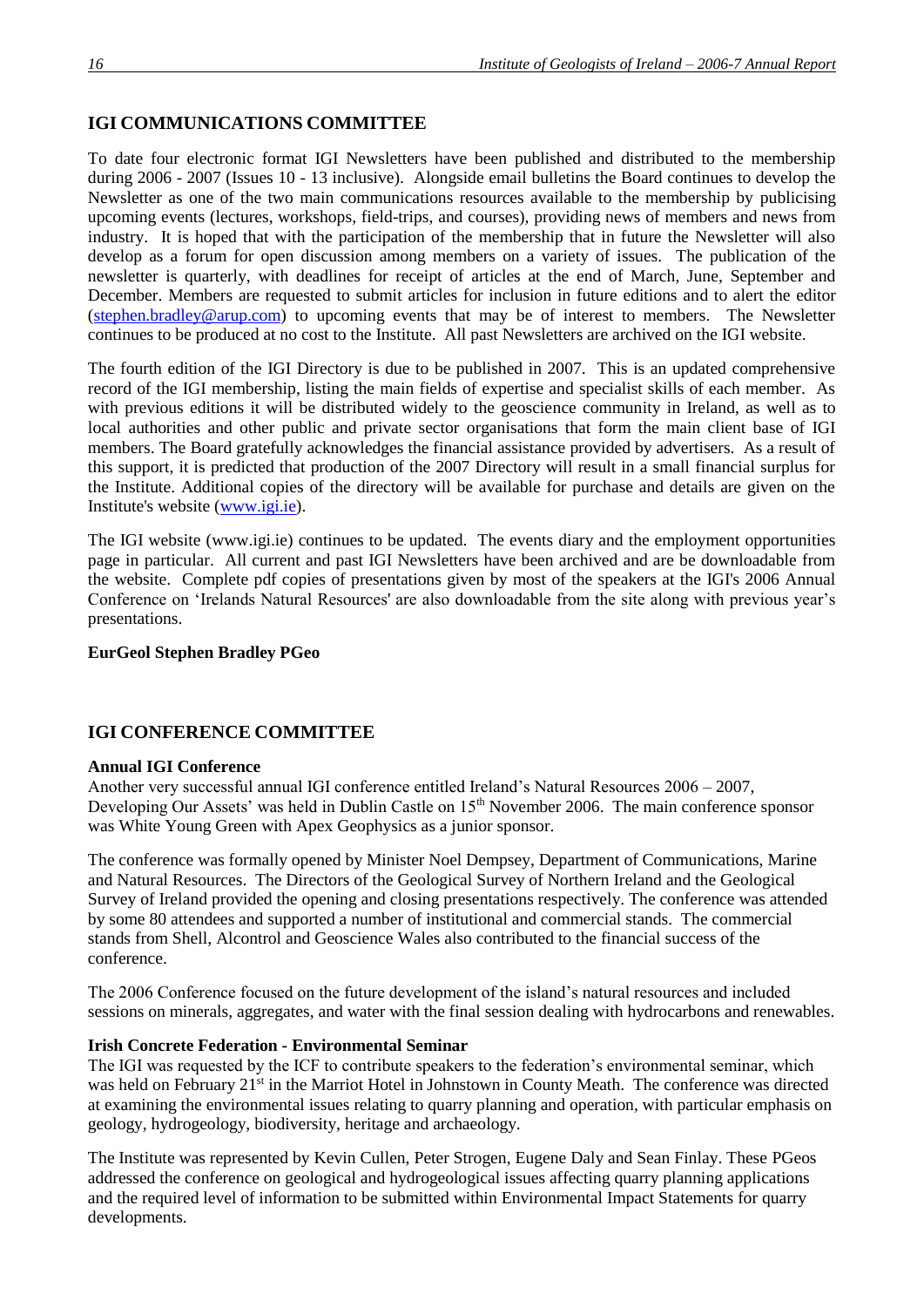## IGI COMMUNICATIONS COMMITTEE

To date four electronic format IGI Newsletters have been published and distributed to the membership during 2006 - 2007 (Issues 10 - 13 inclusive). Alongside email bulletins the Board continues to develop the Newsletter as one of the two main communications resources available to the membership by publicising upcoming events (lectures, workshops, field-trips, and courses), providing news of members and news from industry. It is hoped that with the participation of the membership that in future the Newsletter will also develop as a forum for open discussion among members on a variety of issues. The publication of the newsletter is quarterly, with deadlines for receipt of articles at the end of March, June, September and December. Members are requested to submit articles for inclusion in future editions and to alert the editor (stephen.bradley@arup.com) to upcoming events that may be of interest to members. The Newsletter continues to be produced at no cost to the Institute. All past Newsletters are archived on the IGI website.

The fourth edition of the IGI Directory is due to be published in 2007. This is an updated comprehensive record of the IGI membership, listing the main fields of expertise and specialist skills of each member. As with previous editions it will be distributed widely to the geoscience community in Ireland, as well as to local authorities and other public and private sector organisations that form the main client base of IGI members. The Board gratefully acknowledges the financial assistance provided by advertisers. As a result of this support, it is predicted that production of the 2007 Directory will result in a small financial surplus for the Institute. Additional copies of the directory will be available for purchase and details are given on the Institute's website (www.igi.ie).

The IGI website (www.igi.ie) continues to be updated. The events diary and the employment opportunities page in particular. All current and past IGI Newsletters have been archived and are be downloadable from the website. Complete pdf copies of presentations given by most of the speakers at the IGI's 2006 Annual Conference on 'Irelands Natural Resources' are also downloadable from the site along with previous year's presentations.

**EurGeol Stephen Bradley PGeo**

## IGI CONFERENCE COMMITTEE

### Annual IGI Conference

Another very successful annual IGI conference entitled Ireland's Natural Resources 2006 – 2007, Developing Our Assets' was held in Dublin Castle on 15th November 2006. The main conference sponsor was White Young Green with Apex Geophysics as a junior sponsor.

The conference was formally opened by Minister Noel Dempsey, Department of Communications, Marine and Natural Resources. The Directors of the Geological Survey of Northern Ireland and the Geological Survey of Ireland provided the opening and closing presentations respectively. The conference was attended by some 80 attendees and supported a number of institutional and commercial stands. The commercial stands from Shell, Alcontrol and Geoscience Wales also contributed to the financial success of the conference.

The 2006 Conference focused on the future development of the island's natural resources and included sessions on minerals, aggregates, and water with the final session dealing with hydrocarbons and renewables.

### Irish Concrete Federation - Environmental Seminar

The IGI was requested by the ICF to contribute speakers to the federation's environmental seminar, which was held on February 21st in the Marriot Hotel in Johnstown in County Meath. The conference was directed at examining the environmental issues relating to quarry planning and operation, with particular emphasis on geology, hydrogeology, biodiversity, heritage and archaeology.

The Institute was represented by Kevin Cullen, Peter Strogen, Eugene Daly and Sean Finlay. These PGeos addressed the conference on geological and hydrogeological issues affecting quarry planning applications and the required level of information to be submitted within Environmental Impact Statements for quarry developments.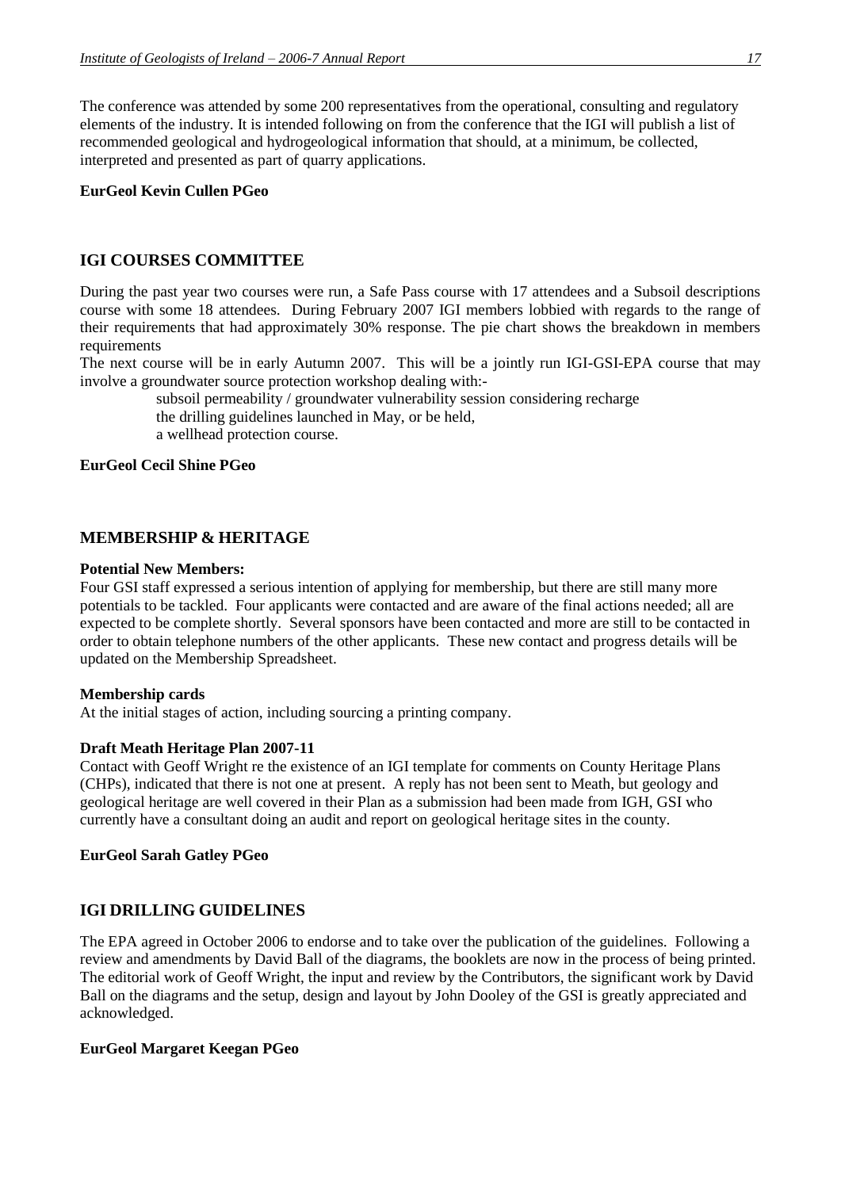The conference was attended by some 200 representatives from the operational, consulting and regulatory elements of the industry. It is intended following on from the conference that the IGI will publish a list of recommended geological and hydrogeological information that should, at a minimum, be collected, interpreted and presented as part of quarry applications.

**EurGeol Kevin Cullen PGeo**

## IGI COURSES COMMITTEE

During the past year two courses were run, a Safe Pass course with 17 attendees and a Subsoil descriptions course with some 18 attendees. During February 2007 IGI members lobbied with regards to the range of their requirements that had approximately 30% response. The pie chart shows the breakdown in members requirements

The next course will be in early Autumn 2007. This will be a jointly run IGI-GSI-EPA course that may involve a groundwater source protection workshop dealing with:-

subsoil permeability / groundwater vulnerability session considering recharge
the drilling guidelines launched in May, or be held,
a wellhead protection course.

**EurGeol Cecil Shine PGeo**

## MEMBERSHIP & HERITAGE

**Potential New Members:**

Four GSI staff expressed a serious intention of applying for membership, but there are still many more potentials to be tackled. Four applicants were contacted and are aware of the final actions needed; all are expected to be complete shortly. Several sponsors have been contacted and more are still to be contacted in order to obtain telephone numbers of the other applicants. These new contact and progress details will be updated on the Membership Spreadsheet.

**Membership cards**

At the initial stages of action, including sourcing a printing company.

**Draft Meath Heritage Plan 2007-11**

Contact with Geoff Wright re the existence of an IGI template for comments on County Heritage Plans (CHPs), indicated that there is not one at present. A reply has not been sent to Meath, but geology and geological heritage are well covered in their Plan as a submission had been made from IGH, GSI who currently have a consultant doing an audit and report on geological heritage sites in the county.

**EurGeol Sarah Gatley PGeo**

## IGI DRILLING GUIDELINES

The EPA agreed in October 2006 to endorse and to take over the publication of the guidelines. Following a review and amendments by David Ball of the diagrams, the booklets are now in the process of being printed. The editorial work of Geoff Wright, the input and review by the Contributors, the significant work by David Ball on the diagrams and the setup, design and layout by John Dooley of the GSI is greatly appreciated and acknowledged.

**EurGeol Margaret Keegan PGeo**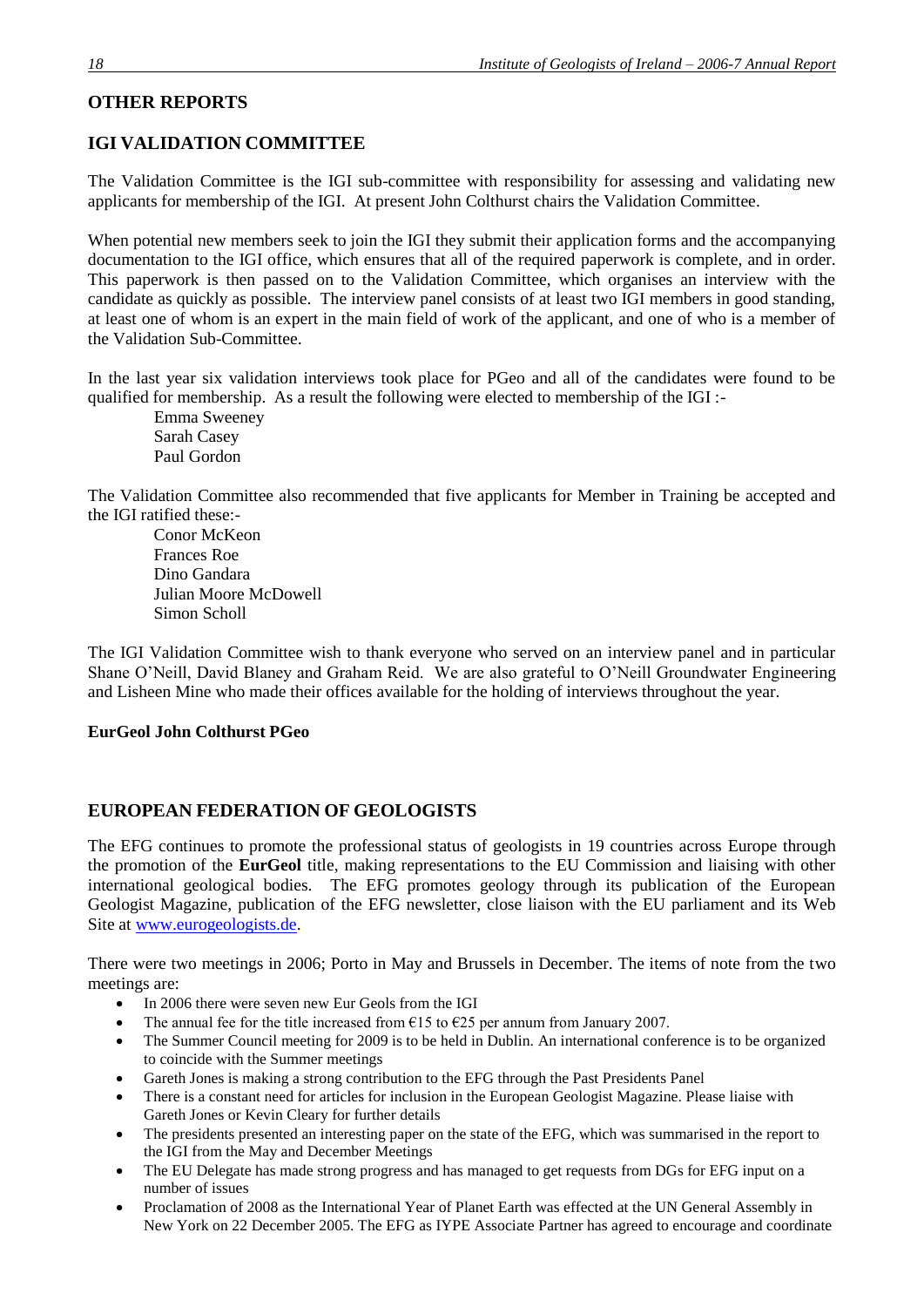## OTHER REPORTS

## IGI VALIDATION COMMITTEE

The Validation Committee is the IGI sub-committee with responsibility for assessing and validating new applicants for membership of the IGI. At present John Colthurst chairs the Validation Committee.

When potential new members seek to join the IGI they submit their application forms and the accompanying documentation to the IGI office, which ensures that all of the required paperwork is complete, and in order. This paperwork is then passed on to the Validation Committee, which organises an interview with the candidate as quickly as possible. The interview panel consists of at least two IGI members in good standing, at least one of whom is an expert in the main field of work of the applicant, and one of who is a member of the Validation Sub-Committee.

In the last year six validation interviews took place for PGeo and all of the candidates were found to be qualified for membership. As a result the following were elected to membership of the IGI :-

Emma Sweeney
Sarah Casey
Paul Gordon

The Validation Committee also recommended that five applicants for Member in Training be accepted and the IGI ratified these:-

Conor McKeon
Frances Roe
Dino Gandara
Julian Moore McDowell
Simon Scholl

The IGI Validation Committee wish to thank everyone who served on an interview panel and in particular Shane O'Neill, David Blaney and Graham Reid. We are also grateful to O'Neill Groundwater Engineering and Lisheen Mine who made their offices available for the holding of interviews throughout the year.

**EurGeol John Colthurst PGeo**

## EUROPEAN FEDERATION OF GEOLOGISTS

The EFG continues to promote the professional status of geologists in 19 countries across Europe through the promotion of the **EurGeol** title, making representations to the EU Commission and liaising with other international geological bodies. The EFG promotes geology through its publication of the European Geologist Magazine, publication of the EFG newsletter, close liaison with the EU parliament and its Web Site at www.eurogeologists.de.

There were two meetings in 2006; Porto in May and Brussels in December. The items of note from the two meetings are:

- In 2006 there were seven new Eur Geols from the IGI
- The annual fee for the title increased from €15 to €25 per annum from January 2007.
- The Summer Council meeting for 2009 is to be held in Dublin. An international conference is to be organized to coincide with the Summer meetings
- Gareth Jones is making a strong contribution to the EFG through the Past Presidents Panel
- There is a constant need for articles for inclusion in the European Geologist Magazine. Please liaise with Gareth Jones or Kevin Cleary for further details
- The presidents presented an interesting paper on the state of the EFG, which was summarised in the report to the IGI from the May and December Meetings
- The EU Delegate has made strong progress and has managed to get requests from DGs for EFG input on a number of issues
- Proclamation of 2008 as the International Year of Planet Earth was effected at the UN General Assembly in New York on 22 December 2005. The EFG as IYPE Associate Partner has agreed to encourage and coordinate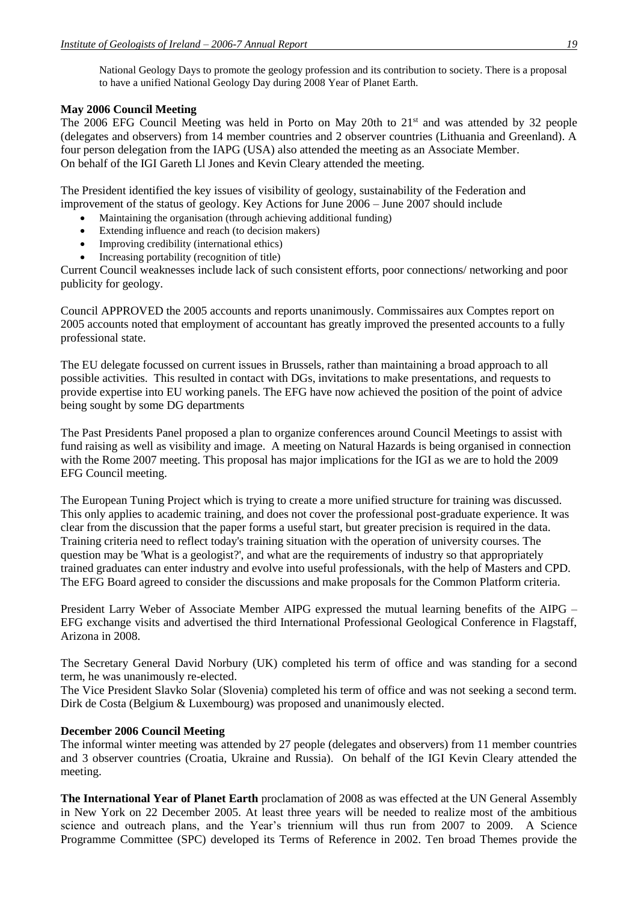National Geology Days to promote the geology profession and its contribution to society. There is a proposal to have a unified National Geology Day during 2008 Year of Planet Earth.

**May 2006 Council Meeting**

The 2006 EFG Council Meeting was held in Porto on May 20th to 21st and was attended by 32 people (delegates and observers) from 14 member countries and 2 observer countries (Lithuania and Greenland). A four person delegation from the IAPG (USA) also attended the meeting as an Associate Member.
On behalf of the IGI Gareth Ll Jones and Kevin Cleary attended the meeting.

The President identified the key issues of visibility of geology, sustainability of the Federation and improvement of the status of geology. Key Actions for June 2006 – June 2007 should include

- Maintaining the organisation (through achieving additional funding)
- Extending influence and reach (to decision makers)
- Improving credibility (international ethics)
- Increasing portability (recognition of title)

Current Council weaknesses include lack of such consistent efforts, poor connections/ networking and poor publicity for geology.

Council APPROVED the 2005 accounts and reports unanimously. Commissaires aux Comptes report on 2005 accounts noted that employment of accountant has greatly improved the presented accounts to a fully professional state.

The EU delegate focussed on current issues in Brussels, rather than maintaining a broad approach to all possible activities. This resulted in contact with DGs, invitations to make presentations, and requests to provide expertise into EU working panels. The EFG have now achieved the position of the point of advice being sought by some DG departments

The Past Presidents Panel proposed a plan to organize conferences around Council Meetings to assist with fund raising as well as visibility and image. A meeting on Natural Hazards is being organised in connection with the Rome 2007 meeting. This proposal has major implications for the IGI as we are to hold the 2009 EFG Council meeting.

The European Tuning Project which is trying to create a more unified structure for training was discussed. This only applies to academic training, and does not cover the professional post-graduate experience. It was clear from the discussion that the paper forms a useful start, but greater precision is required in the data. Training criteria need to reflect today's training situation with the operation of university courses. The question may be 'What is a geologist?', and what are the requirements of industry so that appropriately trained graduates can enter industry and evolve into useful professionals, with the help of Masters and CPD. The EFG Board agreed to consider the discussions and make proposals for the Common Platform criteria.

President Larry Weber of Associate Member AIPG expressed the mutual learning benefits of the AIPG – EFG exchange visits and advertised the third International Professional Geological Conference in Flagstaff, Arizona in 2008.

The Secretary General David Norbury (UK) completed his term of office and was standing for a second term, he was unanimously re-elected.
The Vice President Slavko Solar (Slovenia) completed his term of office and was not seeking a second term. Dirk de Costa (Belgium & Luxembourg) was proposed and unanimously elected.

**December 2006 Council Meeting**

The informal winter meeting was attended by 27 people (delegates and observers) from 11 member countries and 3 observer countries (Croatia, Ukraine and Russia). On behalf of the IGI Kevin Cleary attended the meeting.

**The International Year of Planet Earth** proclamation of 2008 as was effected at the UN General Assembly in New York on 22 December 2005. At least three years will be needed to realize most of the ambitious science and outreach plans, and the Year's triennium will thus run from 2007 to 2009. A Science Programme Committee (SPC) developed its Terms of Reference in 2002. Ten broad Themes provide the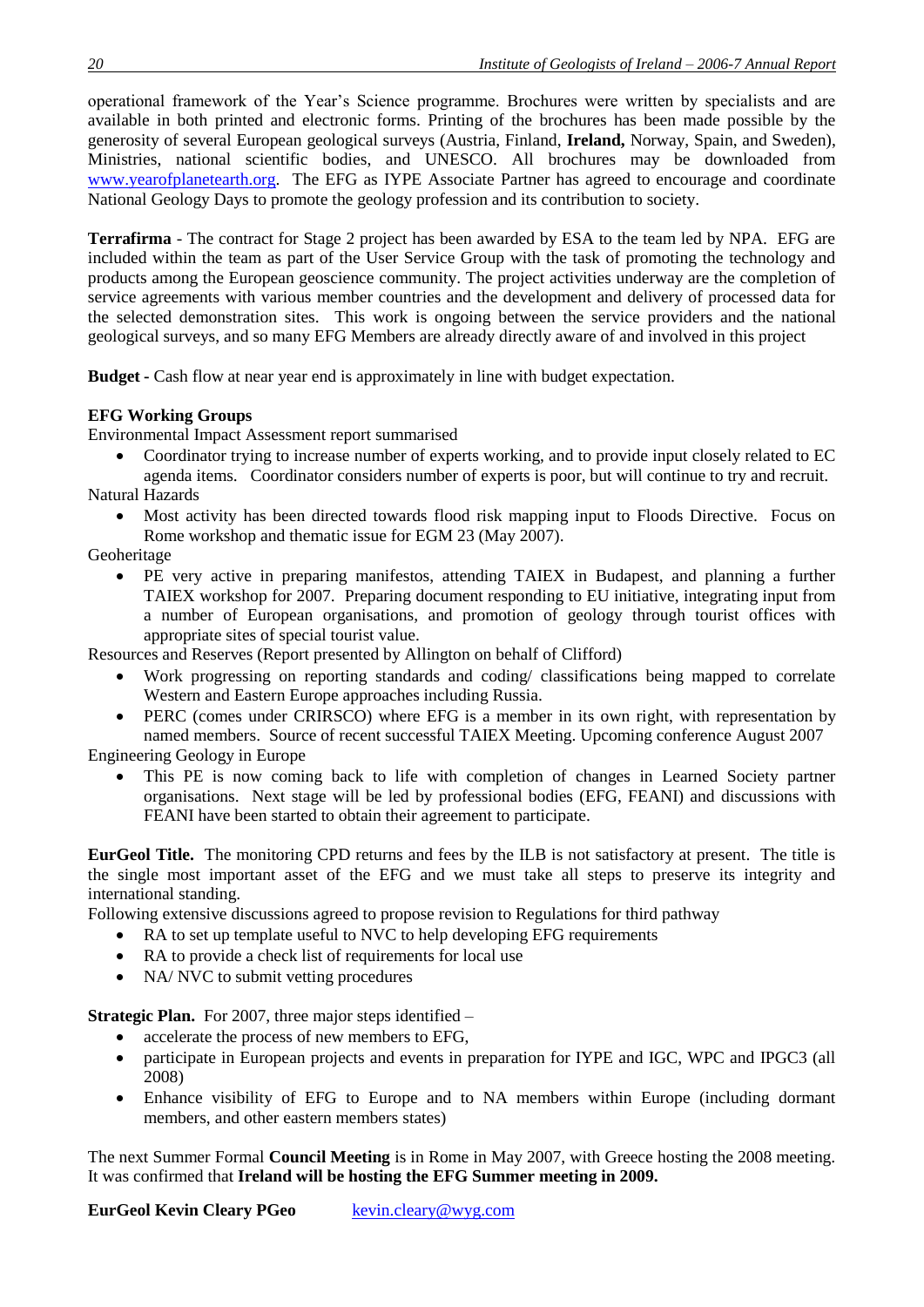operational framework of the Year's Science programme. Brochures were written by specialists and are available in both printed and electronic forms. Printing of the brochures has been made possible by the generosity of several European geological surveys (Austria, Finland, **Ireland,** Norway, Spain, and Sweden), Ministries, national scientific bodies, and UNESCO. All brochures may be downloaded from www.yearofplanetearth.org. The EFG as IYPE Associate Partner has agreed to encourage and coordinate National Geology Days to promote the geology profession and its contribution to society.

**Terrafirma** - The contract for Stage 2 project has been awarded by ESA to the team led by NPA. EFG are included within the team as part of the User Service Group with the task of promoting the technology and products among the European geoscience community. The project activities underway are the completion of service agreements with various member countries and the development and delivery of processed data for the selected demonstration sites. This work is ongoing between the service providers and the national geological surveys, and so many EFG Members are already directly aware of and involved in this project

**Budget -** Cash flow at near year end is approximately in line with budget expectation.

**EFG Working Groups**

Environmental Impact Assessment report summarised

- Coordinator trying to increase number of experts working, and to provide input closely related to EC agenda items. Coordinator considers number of experts is poor, but will continue to try and recruit.

Natural Hazards

- Most activity has been directed towards flood risk mapping input to Floods Directive. Focus on Rome workshop and thematic issue for EGM 23 (May 2007).

Geoheritage

- PE very active in preparing manifestos, attending TAIEX in Budapest, and planning a further TAIEX workshop for 2007. Preparing document responding to EU initiative, integrating input from a number of European organisations, and promotion of geology through tourist offices with appropriate sites of special tourist value.

Resources and Reserves (Report presented by Allington on behalf of Clifford)

- Work progressing on reporting standards and coding/ classifications being mapped to correlate Western and Eastern Europe approaches including Russia.
- PERC (comes under CRIRSCO) where EFG is a member in its own right, with representation by named members. Source of recent successful TAIEX Meeting. Upcoming conference August 2007

Engineering Geology in Europe

- This PE is now coming back to life with completion of changes in Learned Society partner organisations. Next stage will be led by professional bodies (EFG, FEANI) and discussions with FEANI have been started to obtain their agreement to participate.

**EurGeol Title.** The monitoring CPD returns and fees by the ILB is not satisfactory at present. The title is the single most important asset of the EFG and we must take all steps to preserve its integrity and international standing.

Following extensive discussions agreed to propose revision to Regulations for third pathway

- RA to set up template useful to NVC to help developing EFG requirements
- RA to provide a check list of requirements for local use
- NA/ NVC to submit vetting procedures

**Strategic Plan.** For 2007, three major steps identified –

- accelerate the process of new members to EFG,
- participate in European projects and events in preparation for IYPE and IGC, WPC and IPGC3 (all 2008)
- Enhance visibility of EFG to Europe and to NA members within Europe (including dormant members, and other eastern members states)

The next Summer Formal **Council Meeting** is in Rome in May 2007, with Greece hosting the 2008 meeting. It was confirmed that **Ireland will be hosting the EFG Summer meeting in 2009.**

**EurGeol Kevin Cleary PGeo** kevin.cleary@wyg.com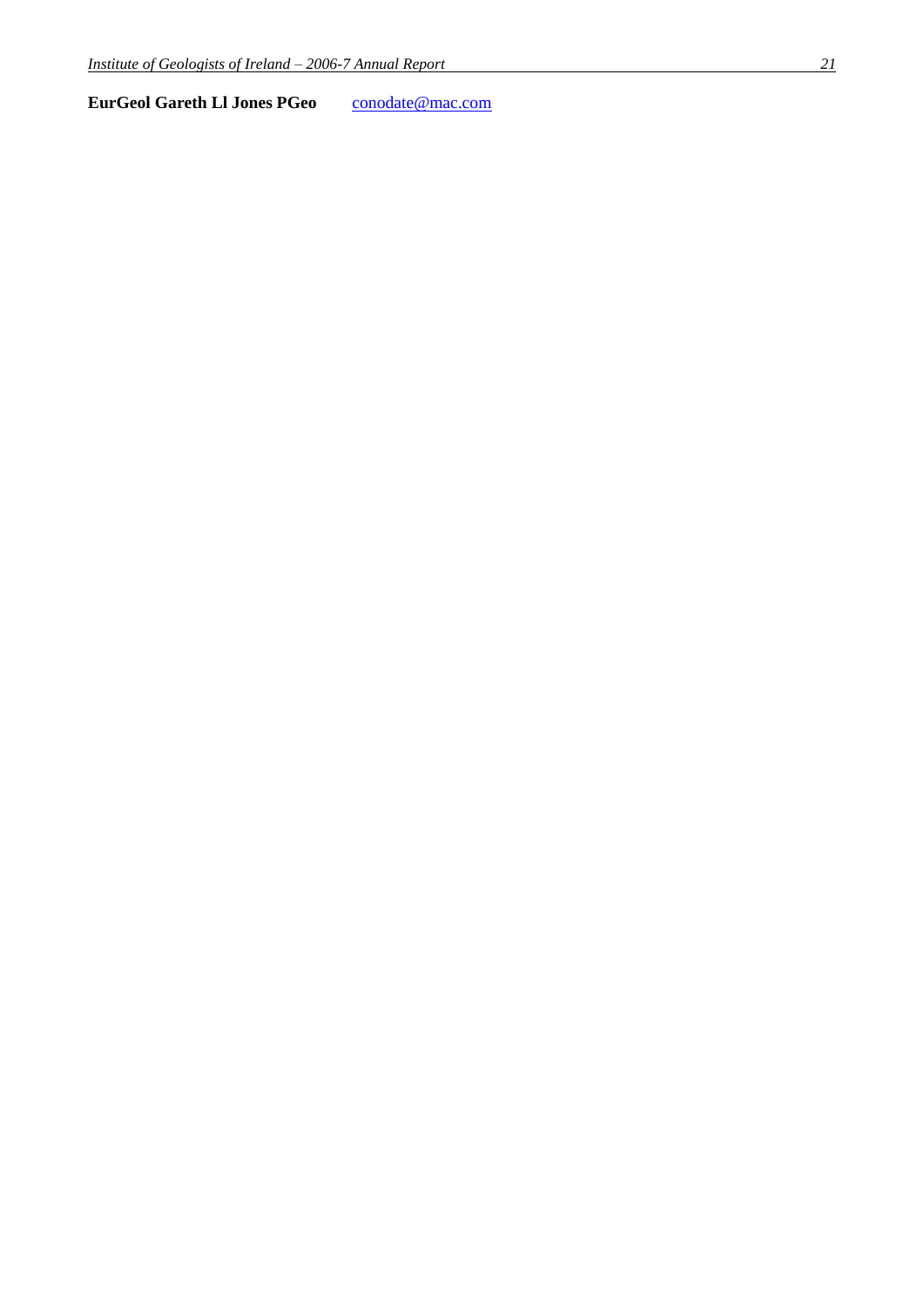**EurGeol Gareth Ll Jones PGeo** conodate@mac.com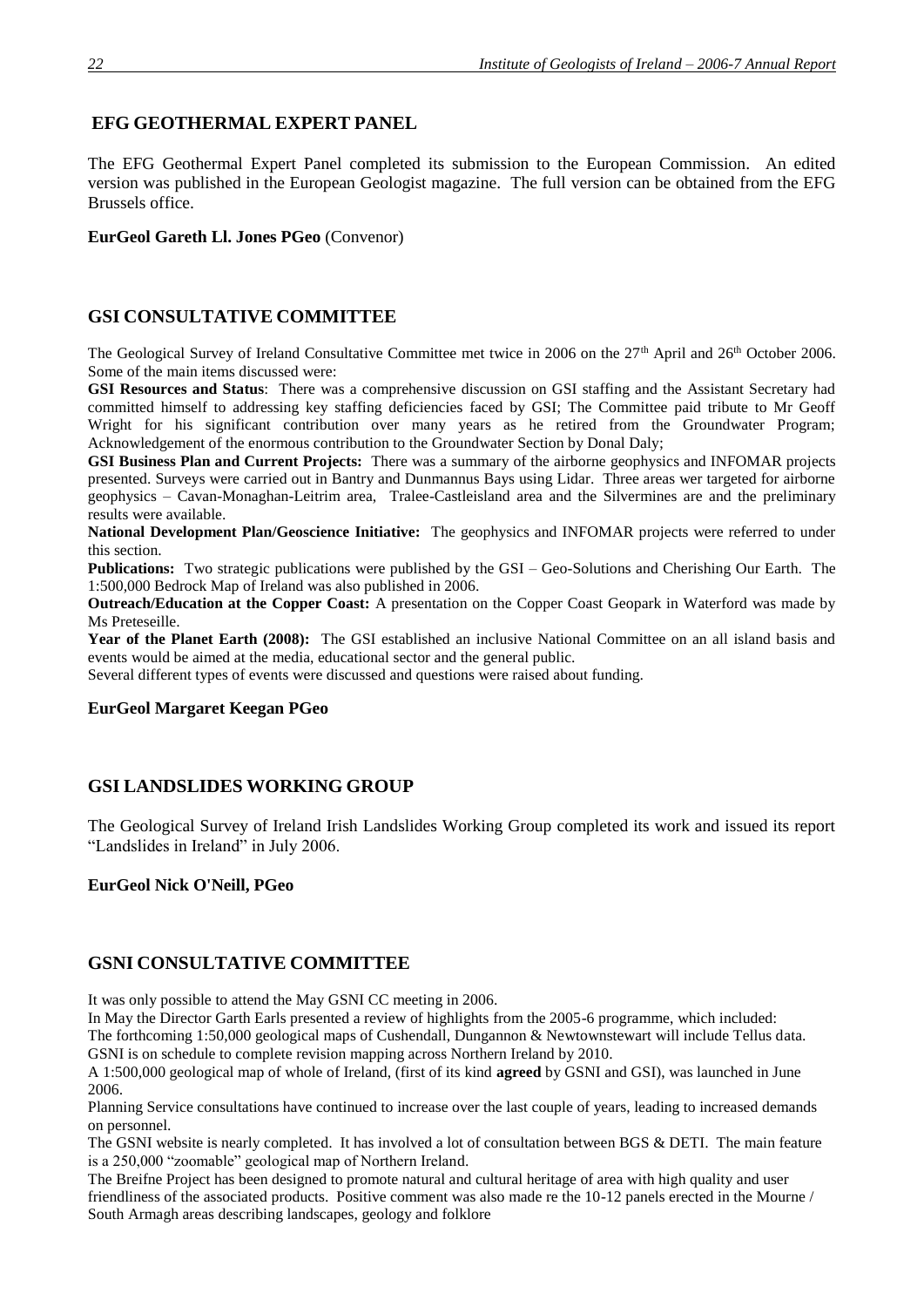## EFG GEOTHERMAL EXPERT PANEL

The EFG Geothermal Expert Panel completed its submission to the European Commission. An edited version was published in the European Geologist magazine. The full version can be obtained from the EFG Brussels office.

**EurGeol Gareth Ll. Jones PGeo** (Convenor)

## GSI CONSULTATIVE COMMITTEE

The Geological Survey of Ireland Consultative Committee met twice in 2006 on the 27th April and 26th October 2006. Some of the main items discussed were:

**GSI Resources and Status**: There was a comprehensive discussion on GSI staffing and the Assistant Secretary had committed himself to addressing key staffing deficiencies faced by GSI; The Committee paid tribute to Mr Geoff Wright for his significant contribution over many years as he retired from the Groundwater Program; Acknowledgement of the enormous contribution to the Groundwater Section by Donal Daly;

**GSI Business Plan and Current Projects:** There was a summary of the airborne geophysics and INFOMAR projects presented. Surveys were carried out in Bantry and Dunmannus Bays using Lidar. Three areas wer targeted for airborne geophysics – Cavan-Monaghan-Leitrim area, Tralee-Castleisland area and the Silvermines are and the preliminary results were available.

**National Development Plan/Geoscience Initiative:** The geophysics and INFOMAR projects were referred to under this section.

**Publications:** Two strategic publications were published by the GSI – Geo-Solutions and Cherishing Our Earth. The 1:500,000 Bedrock Map of Ireland was also published in 2006.

**Outreach/Education at the Copper Coast:** A presentation on the Copper Coast Geopark in Waterford was made by Ms Preteseille.

**Year of the Planet Earth (2008):** The GSI established an inclusive National Committee on an all island basis and events would be aimed at the media, educational sector and the general public.

Several different types of events were discussed and questions were raised about funding.

**EurGeol Margaret Keegan PGeo**

## GSI LANDSLIDES WORKING GROUP

The Geological Survey of Ireland Irish Landslides Working Group completed its work and issued its report "Landslides in Ireland" in July 2006.

**EurGeol Nick O'Neill, PGeo**

## GSNI CONSULTATIVE COMMITTEE

It was only possible to attend the May GSNI CC meeting in 2006.

In May the Director Garth Earls presented a review of highlights from the 2005-6 programme, which included:

The forthcoming 1:50,000 geological maps of Cushendall, Dungannon & Newtownstewart will include Tellus data.

GSNI is on schedule to complete revision mapping across Northern Ireland by 2010.

A 1:500,000 geological map of whole of Ireland, (first of its kind **agreed** by GSNI and GSI), was launched in June 2006.

Planning Service consultations have continued to increase over the last couple of years, leading to increased demands on personnel.

The GSNI website is nearly completed. It has involved a lot of consultation between BGS & DETI. The main feature is a 250,000 "zoomable" geological map of Northern Ireland.

The Breifne Project has been designed to promote natural and cultural heritage of area with high quality and user friendliness of the associated products. Positive comment was also made re the 10-12 panels erected in the Mourne / South Armagh areas describing landscapes, geology and folklore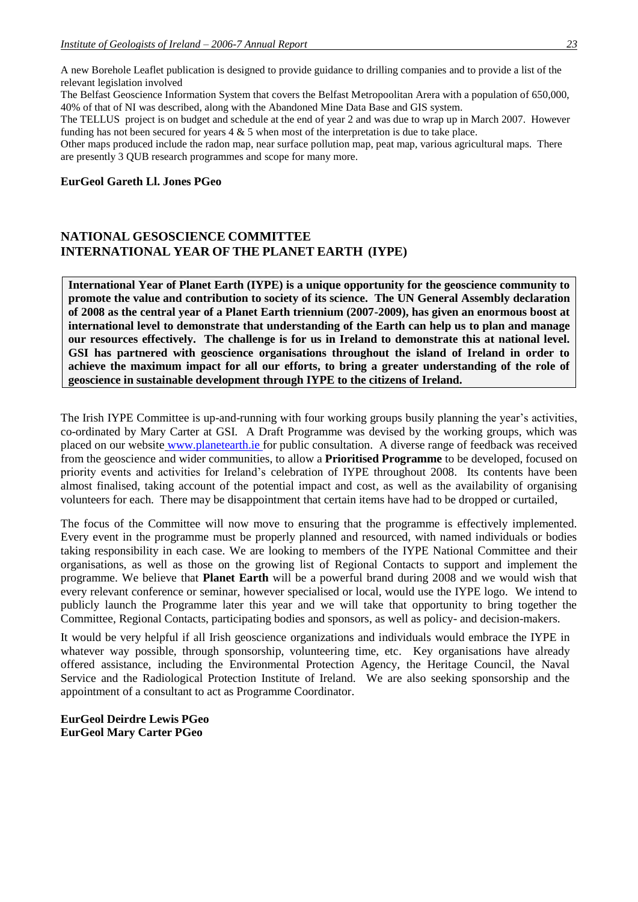A new Borehole Leaflet publication is designed to provide guidance to drilling companies and to provide a list of the relevant legislation involved

The Belfast Geoscience Information System that covers the Belfast Metropoolitan Arera with a population of 650,000, 40% of that of NI was described, along with the Abandoned Mine Data Base and GIS system.

The TELLUS project is on budget and schedule at the end of year 2 and was due to wrap up in March 2007. However funding has not been secured for years 4 & 5 when most of the interpretation is due to take place.

Other maps produced include the radon map, near surface pollution map, peat map, various agricultural maps. There are presently 3 QUB research programmes and scope for many more.

**EurGeol Gareth Ll. Jones PGeo**

## NATIONAL GESOSCIENCE COMMITTEE
## INTERNATIONAL YEAR OF THE PLANET EARTH (IYPE)

**International Year of Planet Earth (IYPE) is a unique opportunity for the geoscience community to promote the value and contribution to society of its science. The UN General Assembly declaration of 2008 as the central year of a Planet Earth triennium (2007-2009), has given an enormous boost at international level to demonstrate that understanding of the Earth can help us to plan and manage our resources effectively. The challenge is for us in Ireland to demonstrate this at national level. GSI has partnered with geoscience organisations throughout the island of Ireland in order to achieve the maximum impact for all our efforts, to bring a greater understanding of the role of geoscience in sustainable development through IYPE to the citizens of Ireland.**

The Irish IYPE Committee is up-and-running with four working groups busily planning the year's activities, co-ordinated by Mary Carter at GSI. A Draft Programme was devised by the working groups, which was placed on our website www.planetearth.ie for public consultation. A diverse range of feedback was received from the geoscience and wider communities, to allow a **Prioritised Programme** to be developed, focused on priority events and activities for Ireland's celebration of IYPE throughout 2008. Its contents have been almost finalised, taking account of the potential impact and cost, as well as the availability of organising volunteers for each. There may be disappointment that certain items have had to be dropped or curtailed,

The focus of the Committee will now move to ensuring that the programme is effectively implemented. Every event in the programme must be properly planned and resourced, with named individuals or bodies taking responsibility in each case. We are looking to members of the IYPE National Committee and their organisations, as well as those on the growing list of Regional Contacts to support and implement the programme. We believe that **Planet Earth** will be a powerful brand during 2008 and we would wish that every relevant conference or seminar, however specialised or local, would use the IYPE logo. We intend to publicly launch the Programme later this year and we will take that opportunity to bring together the Committee, Regional Contacts, participating bodies and sponsors, as well as policy- and decision-makers.

It would be very helpful if all Irish geoscience organizations and individuals would embrace the IYPE in whatever way possible, through sponsorship, volunteering time, etc. Key organisations have already offered assistance, including the Environmental Protection Agency, the Heritage Council, the Naval Service and the Radiological Protection Institute of Ireland. We are also seeking sponsorship and the appointment of a consultant to act as Programme Coordinator.

**EurGeol Deirdre Lewis PGeo**
**EurGeol Mary Carter PGeo**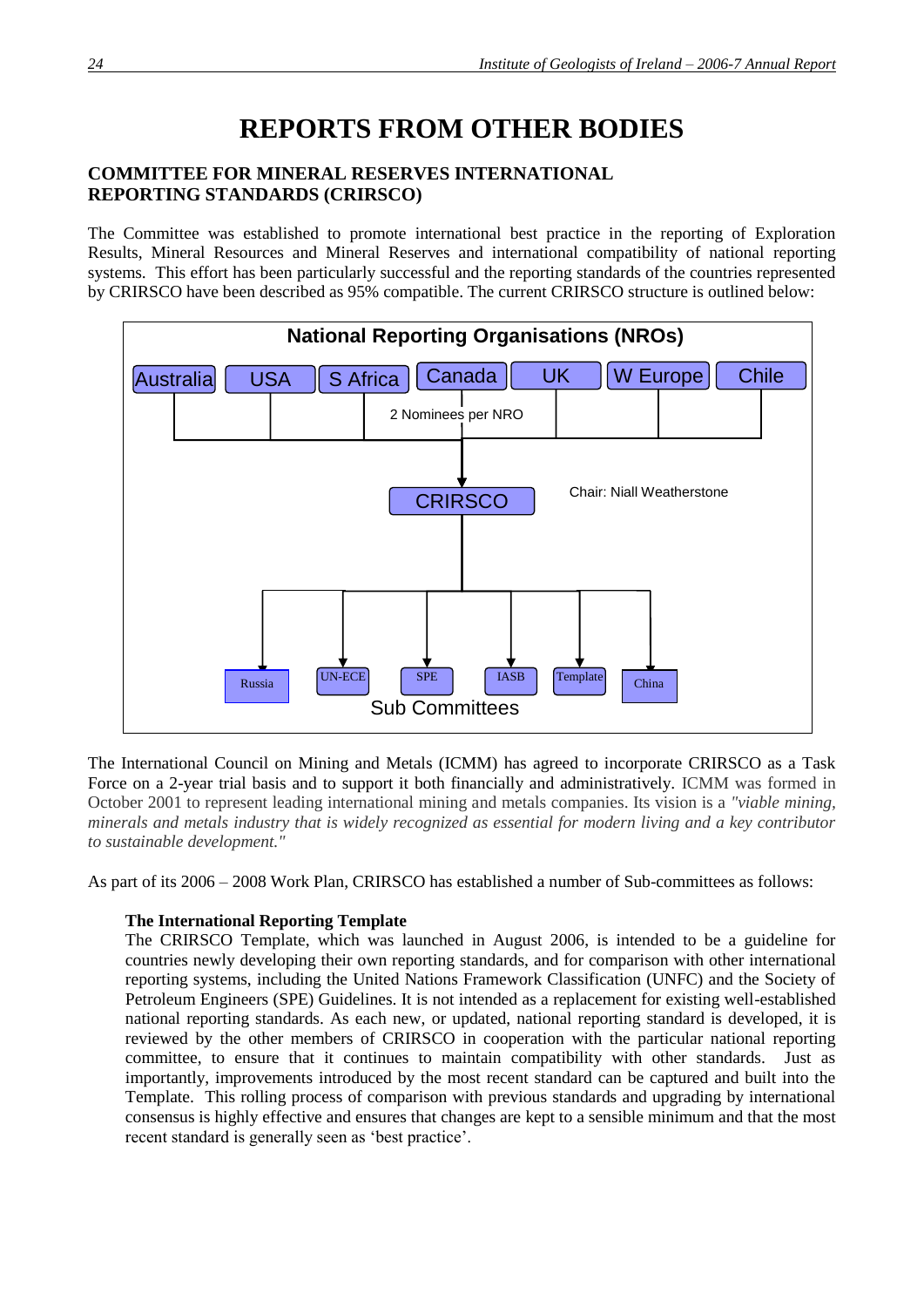# REPORTS FROM OTHER BODIES

## COMMITTEE FOR MINERAL RESERVES INTERNATIONAL REPORTING STANDARDS (CRIRSCO)

The Committee was established to promote international best practice in the reporting of Exploration Results, Mineral Resources and Mineral Reserves and international compatibility of national reporting systems. This effort has been particularly successful and the reporting standards of the countries represented by CRIRSCO have been described as 95% compatible. The current CRIRSCO structure is outlined below:

**National Reporting Organisations (NROs)**

Australia | USA | S Africa | Canada | UK | W Europe | Chile

2 Nominees per NRO

↓

**CRIRSCO** — Chair: Niall Weatherstone

↓

Russia | UN-ECE | SPE | IASB | Template | China

**Sub Committees**

The International Council on Mining and Metals (ICMM) has agreed to incorporate CRIRSCO as a Task Force on a 2-year trial basis and to support it both financially and administratively. ICMM was formed in October 2001 to represent leading international mining and metals companies. Its vision is a *"viable mining, minerals and metals industry that is widely recognized as essential for modern living and a key contributor to sustainable development."*

As part of its 2006 – 2008 Work Plan, CRIRSCO has established a number of Sub-committees as follows:

**The International Reporting Template**

The CRIRSCO Template, which was launched in August 2006, is intended to be a guideline for countries newly developing their own reporting standards, and for comparison with other international reporting systems, including the United Nations Framework Classification (UNFC) and the Society of Petroleum Engineers (SPE) Guidelines. It is not intended as a replacement for existing well-established national reporting standards. As each new, or updated, national reporting standard is developed, it is reviewed by the other members of CRIRSCO in cooperation with the particular national reporting committee, to ensure that it continues to maintain compatibility with other standards. Just as importantly, improvements introduced by the most recent standard can be captured and built into the Template. This rolling process of comparison with previous standards and upgrading by international consensus is highly effective and ensures that changes are kept to a sensible minimum and that the most recent standard is generally seen as 'best practice'.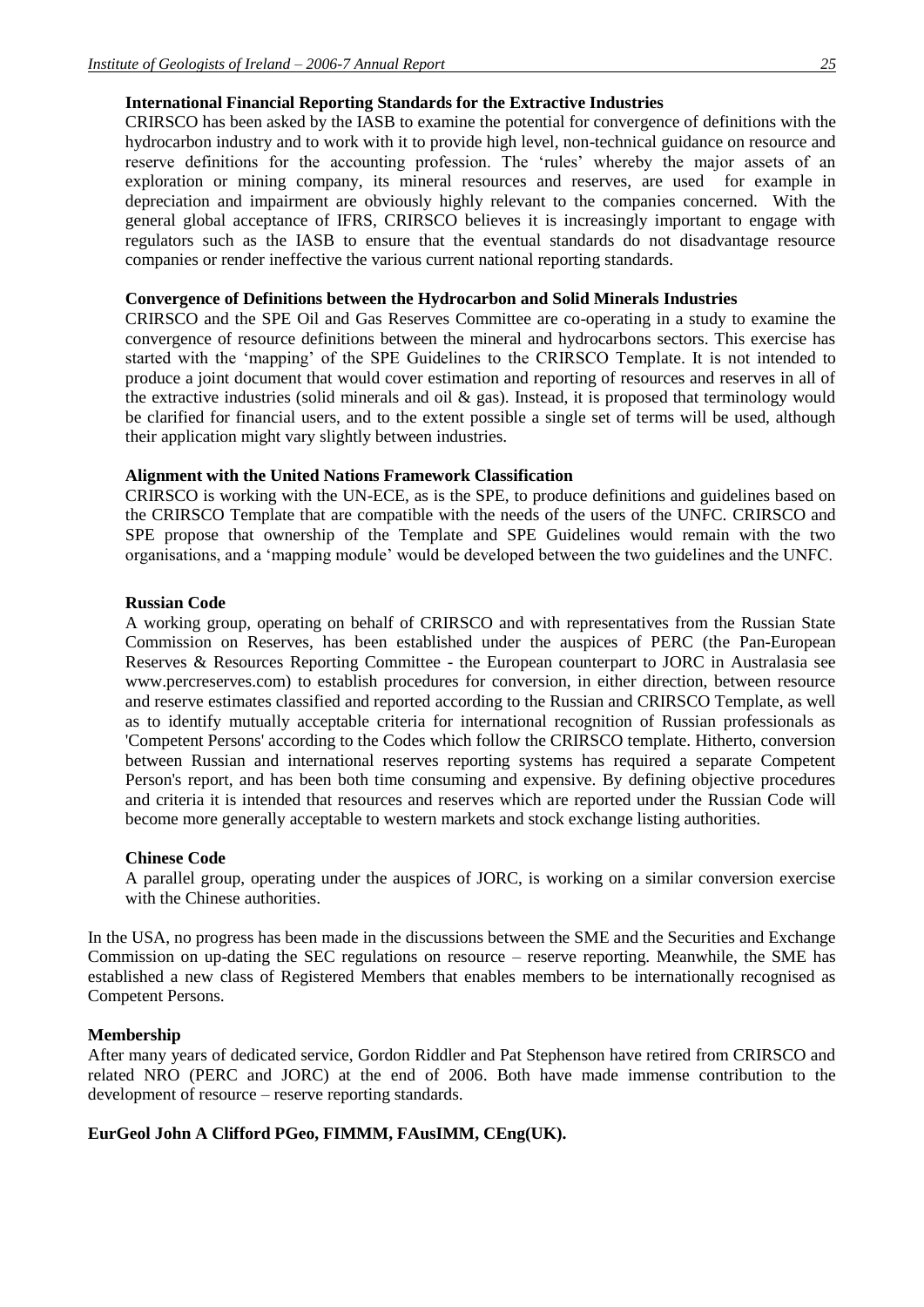**International Financial Reporting Standards for the Extractive Industries**

CRIRSCO has been asked by the IASB to examine the potential for convergence of definitions with the hydrocarbon industry and to work with it to provide high level, non-technical guidance on resource and reserve definitions for the accounting profession. The 'rules' whereby the major assets of an exploration or mining company, its mineral resources and reserves, are used for example in depreciation and impairment are obviously highly relevant to the companies concerned. With the general global acceptance of IFRS, CRIRSCO believes it is increasingly important to engage with regulators such as the IASB to ensure that the eventual standards do not disadvantage resource companies or render ineffective the various current national reporting standards.

**Convergence of Definitions between the Hydrocarbon and Solid Minerals Industries**

CRIRSCO and the SPE Oil and Gas Reserves Committee are co-operating in a study to examine the convergence of resource definitions between the mineral and hydrocarbons sectors. This exercise has started with the 'mapping' of the SPE Guidelines to the CRIRSCO Template. It is not intended to produce a joint document that would cover estimation and reporting of resources and reserves in all of the extractive industries (solid minerals and oil & gas). Instead, it is proposed that terminology would be clarified for financial users, and to the extent possible a single set of terms will be used, although their application might vary slightly between industries.

**Alignment with the United Nations Framework Classification**

CRIRSCO is working with the UN-ECE, as is the SPE, to produce definitions and guidelines based on the CRIRSCO Template that are compatible with the needs of the users of the UNFC. CRIRSCO and SPE propose that ownership of the Template and SPE Guidelines would remain with the two organisations, and a 'mapping module' would be developed between the two guidelines and the UNFC.

**Russian Code**

A working group, operating on behalf of CRIRSCO and with representatives from the Russian State Commission on Reserves, has been established under the auspices of PERC (the Pan-European Reserves & Resources Reporting Committee - the European counterpart to JORC in Australasia see www.percreserves.com) to establish procedures for conversion, in either direction, between resource and reserve estimates classified and reported according to the Russian and CRIRSCO Template, as well as to identify mutually acceptable criteria for international recognition of Russian professionals as 'Competent Persons' according to the Codes which follow the CRIRSCO template. Hitherto, conversion between Russian and international reserves reporting systems has required a separate Competent Person's report, and has been both time consuming and expensive. By defining objective procedures and criteria it is intended that resources and reserves which are reported under the Russian Code will become more generally acceptable to western markets and stock exchange listing authorities.

**Chinese Code**

A parallel group, operating under the auspices of JORC, is working on a similar conversion exercise with the Chinese authorities.

In the USA, no progress has been made in the discussions between the SME and the Securities and Exchange Commission on up-dating the SEC regulations on resource – reserve reporting. Meanwhile, the SME has established a new class of Registered Members that enables members to be internationally recognised as Competent Persons.

**Membership**

After many years of dedicated service, Gordon Riddler and Pat Stephenson have retired from CRIRSCO and related NRO (PERC and JORC) at the end of 2006. Both have made immense contribution to the development of resource – reserve reporting standards.

**EurGeol John A Clifford PGeo, FIMMM, FAusIMM, CEng(UK).**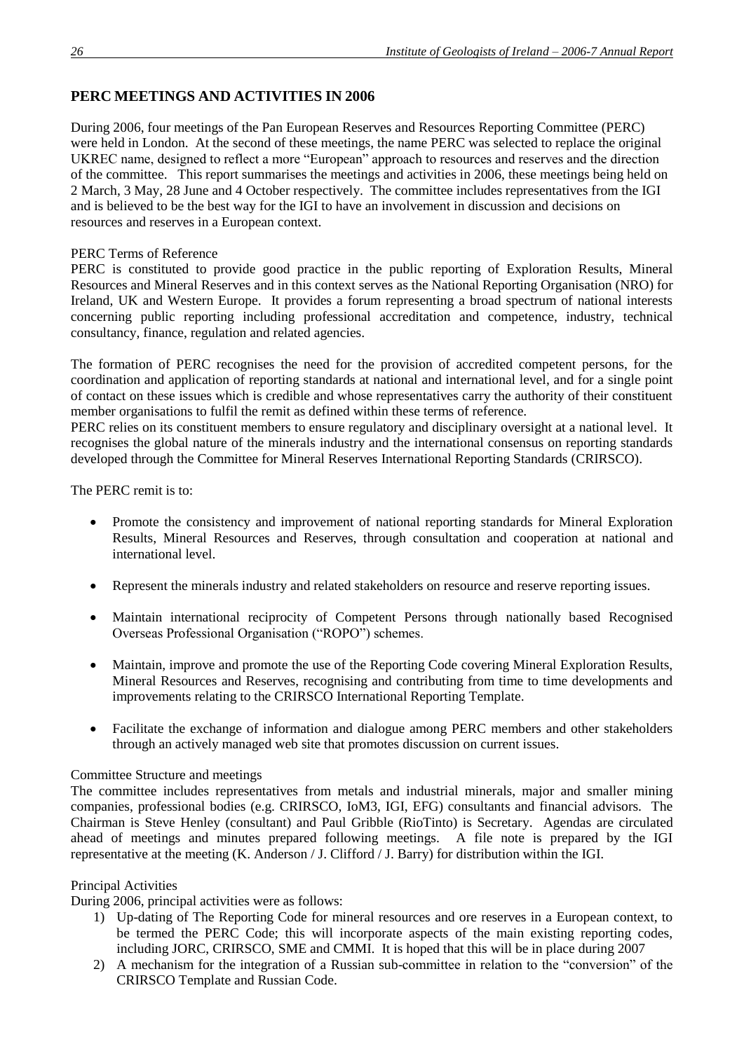## PERC MEETINGS AND ACTIVITIES IN 2006

During 2006, four meetings of the Pan European Reserves and Resources Reporting Committee (PERC) were held in London. At the second of these meetings, the name PERC was selected to replace the original UKREC name, designed to reflect a more "European" approach to resources and reserves and the direction of the committee. This report summarises the meetings and activities in 2006, these meetings being held on 2 March, 3 May, 28 June and 4 October respectively. The committee includes representatives from the IGI and is believed to be the best way for the IGI to have an involvement in discussion and decisions on resources and reserves in a European context.

PERC Terms of Reference

PERC is constituted to provide good practice in the public reporting of Exploration Results, Mineral Resources and Mineral Reserves and in this context serves as the National Reporting Organisation (NRO) for Ireland, UK and Western Europe. It provides a forum representing a broad spectrum of national interests concerning public reporting including professional accreditation and competence, industry, technical consultancy, finance, regulation and related agencies.

The formation of PERC recognises the need for the provision of accredited competent persons, for the coordination and application of reporting standards at national and international level, and for a single point of contact on these issues which is credible and whose representatives carry the authority of their constituent member organisations to fulfil the remit as defined within these terms of reference.

PERC relies on its constituent members to ensure regulatory and disciplinary oversight at a national level. It recognises the global nature of the minerals industry and the international consensus on reporting standards developed through the Committee for Mineral Reserves International Reporting Standards (CRIRSCO).

The PERC remit is to:

- Promote the consistency and improvement of national reporting standards for Mineral Exploration Results, Mineral Resources and Reserves, through consultation and cooperation at national and international level.
- Represent the minerals industry and related stakeholders on resource and reserve reporting issues.
- Maintain international reciprocity of Competent Persons through nationally based Recognised Overseas Professional Organisation ("ROPO") schemes.
- Maintain, improve and promote the use of the Reporting Code covering Mineral Exploration Results, Mineral Resources and Reserves, recognising and contributing from time to time developments and improvements relating to the CRIRSCO International Reporting Template.
- Facilitate the exchange of information and dialogue among PERC members and other stakeholders through an actively managed web site that promotes discussion on current issues.

Committee Structure and meetings

The committee includes representatives from metals and industrial minerals, major and smaller mining companies, professional bodies (e.g. CRIRSCO, IoM3, IGI, EFG) consultants and financial advisors. The Chairman is Steve Henley (consultant) and Paul Gribble (RioTinto) is Secretary. Agendas are circulated ahead of meetings and minutes prepared following meetings. A file note is prepared by the IGI representative at the meeting (K. Anderson / J. Clifford / J. Barry) for distribution within the IGI.

Principal Activities

During 2006, principal activities were as follows:

1) Up-dating of The Reporting Code for mineral resources and ore reserves in a European context, to be termed the PERC Code; this will incorporate aspects of the main existing reporting codes, including JORC, CRIRSCO, SME and CMMI. It is hoped that this will be in place during 2007
2) A mechanism for the integration of a Russian sub-committee in relation to the "conversion" of the CRIRSCO Template and Russian Code.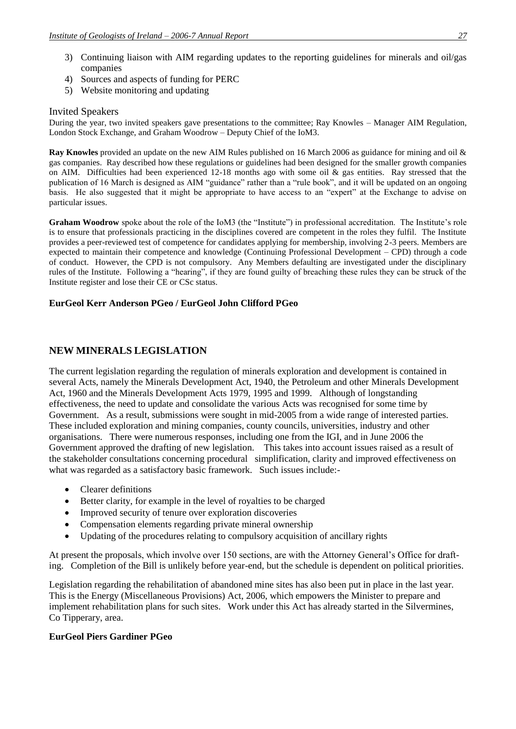3) Continuing liaison with AIM regarding updates to the reporting guidelines for minerals and oil/gas companies
4) Sources and aspects of funding for PERC
5) Website monitoring and updating

### Invited Speakers

During the year, two invited speakers gave presentations to the committee; Ray Knowles – Manager AIM Regulation, London Stock Exchange, and Graham Woodrow – Deputy Chief of the IoM3.

**Ray Knowles** provided an update on the new AIM Rules published on 16 March 2006 as guidance for mining and oil & gas companies. Ray described how these regulations or guidelines had been designed for the smaller growth companies on AIM. Difficulties had been experienced 12-18 months ago with some oil & gas entities. Ray stressed that the publication of 16 March is designed as AIM "guidance" rather than a "rule book", and it will be updated on an ongoing basis. He also suggested that it might be appropriate to have access to an "expert" at the Exchange to advise on particular issues.

**Graham Woodrow** spoke about the role of the IoM3 (the "Institute") in professional accreditation. The Institute's role is to ensure that professionals practicing in the disciplines covered are competent in the roles they fulfil. The Institute provides a peer-reviewed test of competence for candidates applying for membership, involving 2-3 peers. Members are expected to maintain their competence and knowledge (Continuing Professional Development – CPD) through a code of conduct. However, the CPD is not compulsory. Any Members defaulting are investigated under the disciplinary rules of the Institute. Following a "hearing", if they are found guilty of breaching these rules they can be struck of the Institute register and lose their CE or CSc status.

**EurGeol Kerr Anderson PGeo / EurGeol John Clifford PGeo**

## NEW MINERALS LEGISLATION

The current legislation regarding the regulation of minerals exploration and development is contained in several Acts, namely the Minerals Development Act, 1940, the Petroleum and other Minerals Development Act, 1960 and the Minerals Development Acts 1979, 1995 and 1999. Although of longstanding effectiveness, the need to update and consolidate the various Acts was recognised for some time by Government. As a result, submissions were sought in mid-2005 from a wide range of interested parties. These included exploration and mining companies, county councils, universities, industry and other organisations. There were numerous responses, including one from the IGI, and in June 2006 the Government approved the drafting of new legislation. This takes into account issues raised as a result of the stakeholder consultations concerning procedural simplification, clarity and improved effectiveness on what was regarded as a satisfactory basic framework. Such issues include:-

- Clearer definitions
- Better clarity, for example in the level of royalties to be charged
- Improved security of tenure over exploration discoveries
- Compensation elements regarding private mineral ownership
- Updating of the procedures relating to compulsory acquisition of ancillary rights

At present the proposals, which involve over 150 sections, are with the Attorney General's Office for drafting. Completion of the Bill is unlikely before year-end, but the schedule is dependent on political priorities.

Legislation regarding the rehabilitation of abandoned mine sites has also been put in place in the last year. This is the Energy (Miscellaneous Provisions) Act, 2006, which empowers the Minister to prepare and implement rehabilitation plans for such sites. Work under this Act has already started in the Silvermines, Co Tipperary, area.

**EurGeol Piers Gardiner PGeo**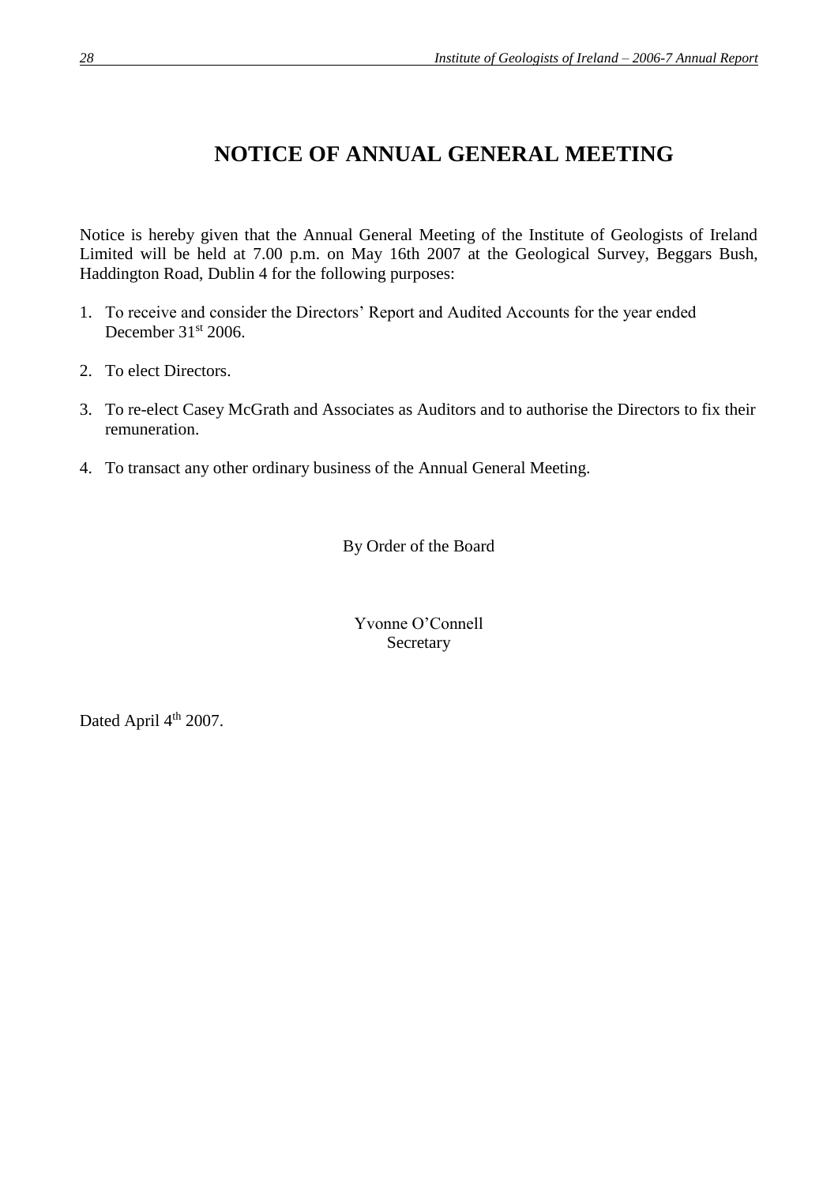# NOTICE OF ANNUAL GENERAL MEETING

Notice is hereby given that the Annual General Meeting of the Institute of Geologists of Ireland Limited will be held at 7.00 p.m. on May 16th 2007 at the Geological Survey, Beggars Bush, Haddington Road, Dublin 4 for the following purposes:

1. To receive and consider the Directors' Report and Audited Accounts for the year ended December 31st 2006.
2. To elect Directors.
3. To re-elect Casey McGrath and Associates as Auditors and to authorise the Directors to fix their remuneration.
4. To transact any other ordinary business of the Annual General Meeting.

By Order of the Board

Yvonne O'Connell
Secretary

Dated April 4th 2007.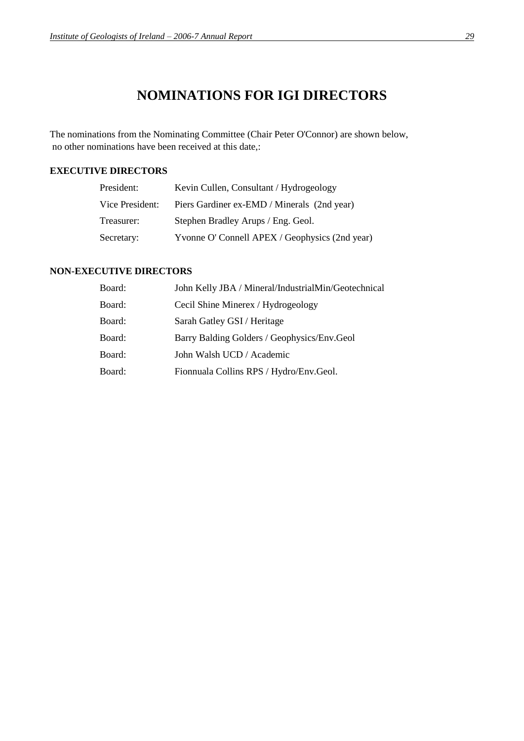# NOMINATIONS FOR IGI DIRECTORS

The nominations from the Nominating Committee (Chair Peter O'Connor) are shown below, no other nominations have been received at this date,:

## EXECUTIVE DIRECTORS

| | |
|---|---|
| President: | Kevin Cullen, Consultant / Hydrogeology |
| Vice President: | Piers Gardiner ex-EMD / Minerals (2nd year) |
| Treasurer: | Stephen Bradley Arups / Eng. Geol. |
| Secretary: | Yvonne O' Connell APEX / Geophysics (2nd year) |

## NON-EXECUTIVE DIRECTORS

| | |
|---|---|
| Board: | John Kelly JBA / Mineral/IndustrialMin/Geotechnical |
| Board: | Cecil Shine Minerex / Hydrogeology |
| Board: | Sarah Gatley GSI / Heritage |
| Board: | Barry Balding Golders / Geophysics/Env.Geol |
| Board: | John Walsh UCD / Academic |
| Board: | Fionnuala Collins RPS / Hydro/Env.Geol. |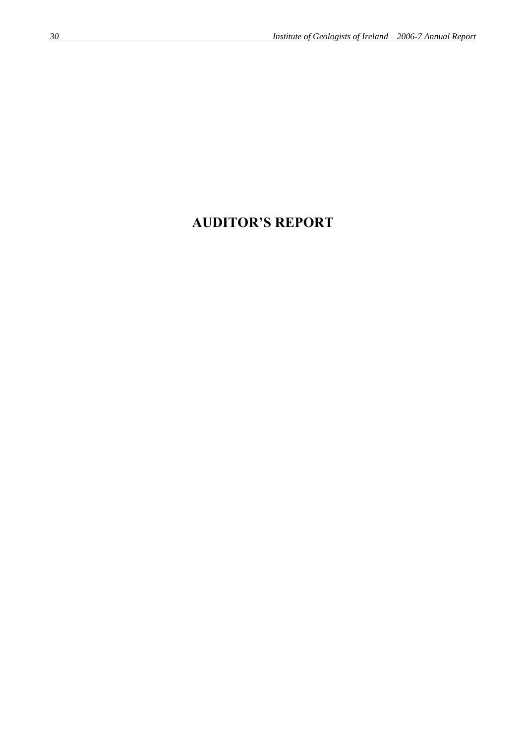# AUDITOR'S REPORT